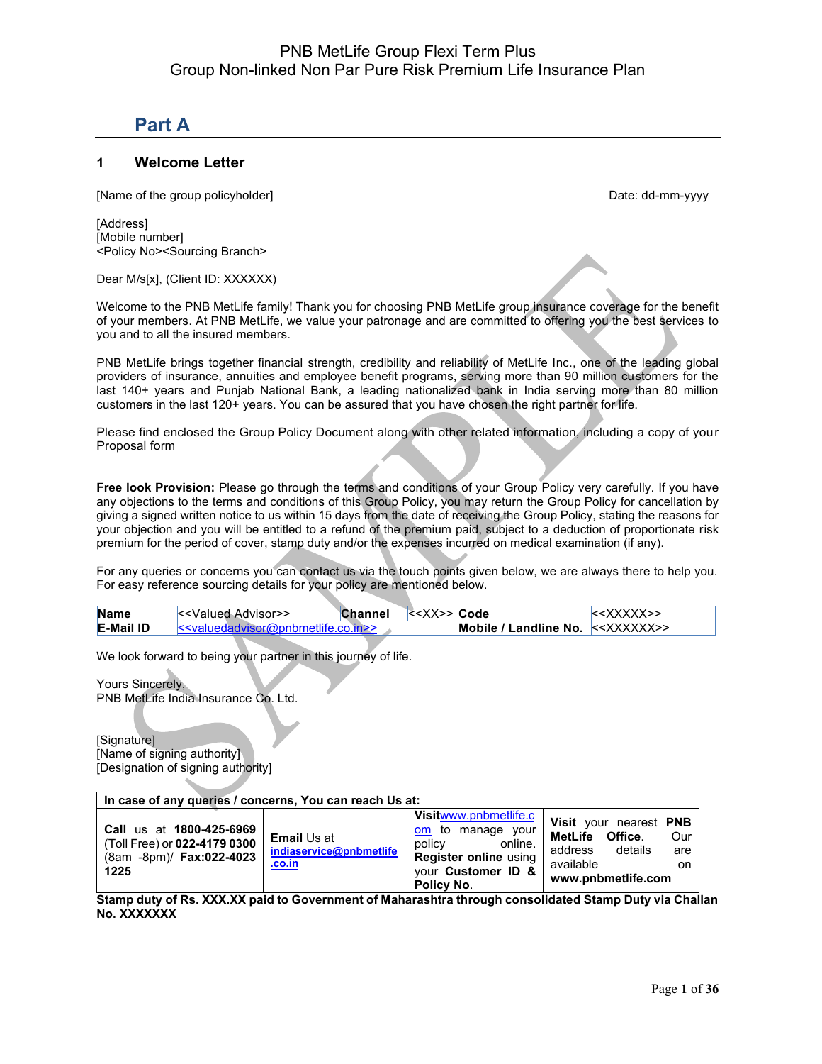PNB MetLife Group Flexi Term Plus
Group Non-linked Non Par Pure Risk Premium Life Insurance Plan

# Part A

## 1 Welcome Letter

[Name of the group policyholder]

Date: dd-mm-yyyy

[Address]
[Mobile number]
<Policy No><Sourcing Branch>

Dear M/s[x], (Client ID: XXXXXX)

Welcome to the PNB MetLife family! Thank you for choosing PNB MetLife group insurance coverage for the benefit of your members. At PNB MetLife, we value your patronage and are committed to offering you the best services to you and to all the insured members.

PNB MetLife brings together financial strength, credibility and reliability of MetLife Inc., one of the leading global providers of insurance, annuities and employee benefit programs, serving more than 90 million customers for the last 140+ years and Punjab National Bank, a leading nationalized bank in India serving more than 80 million customers in the last 120+ years. You can be assured that you have chosen the right partner for life.

Please find enclosed the Group Policy Document along with other related information, including a copy of your Proposal form

**Free look Provision:** Please go through the terms and conditions of your Group Policy very carefully. If you have any objections to the terms and conditions of this Group Policy, you may return the Group Policy for cancellation by giving a signed written notice to us within 15 days from the date of receiving the Group Policy, stating the reasons for your objection and you will be entitled to a refund of the premium paid, subject to a deduction of proportionate risk premium for the period of cover, stamp duty and/or the expenses incurred on medical examination (if any).

For any queries or concerns you can contact us via the touch points given below, we are always there to help you. For easy reference sourcing details for your policy are mentioned below.

| **Name** | <<Valued Advisor>> | **Channel** | <<XX>> | **Code** | <<XXXXX>> |
|---|---|---|---|---|---|
| **E-Mail ID** | <<valuedadvisor@pnbmetlife.co.in>> | | | **Mobile / Landline No.** | <<XXXXXXX>> |

We look forward to being your partner in this journey of life.

Yours Sincerely,
PNB MetLife India Insurance Co. Ltd.

[Signature]
[Name of signing authority]
[Designation of signing authority]

| **In case of any queries / concerns, You can reach Us at:** | | | |
|---|---|---|---|
| **Call** us at **1800-425-6969** (Toll Free) or **022-4179 0300** (8am -8pm)/ **Fax:022-4023 1225** | **Email** Us at **indiaservice@pnbmetlife.co.in** | **Visit** www.pnbmetlife.com to manage your policy online. **Register online** using your **Customer ID & Policy No.** | **Visit** your nearest **PNB MetLife Office.** Our address details are available on **www.pnbmetlife.com** |

**Stamp duty of Rs. XXX.XX paid to Government of Maharashtra through consolidated Stamp Duty via Challan No. XXXXXXX**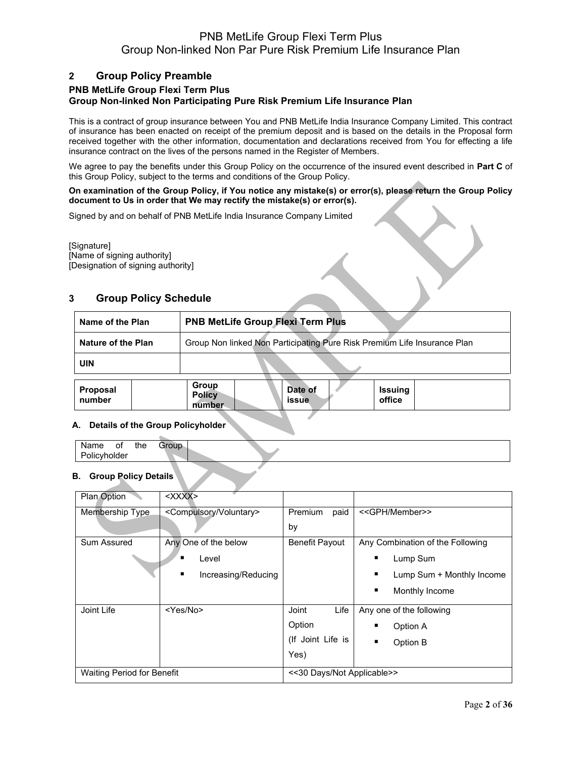## 2 Group Policy Preamble

**PNB MetLife Group Flexi Term Plus**
**Group Non-linked Non Participating Pure Risk Premium Life Insurance Plan**

This is a contract of group insurance between You and PNB MetLife India Insurance Company Limited. This contract of insurance has been enacted on receipt of the premium deposit and is based on the details in the Proposal form received together with the other information, documentation and declarations received from You for effecting a life insurance contract on the lives of the persons named in the Register of Members.

We agree to pay the benefits under this Group Policy on the occurrence of the insured event described in **Part C** of this Group Policy, subject to the terms and conditions of the Group Policy.

**On examination of the Group Policy, if You notice any mistake(s) or error(s), please return the Group Policy document to Us in order that We may rectify the mistake(s) or error(s).**

Signed by and on behalf of PNB MetLife India Insurance Company Limited

[Signature]
[Name of signing authority]
[Designation of signing authority]

## 3 Group Policy Schedule

| **Name of the Plan** | **PNB MetLife Group Flexi Term Plus** |
|---|---|
| **Nature of the Plan** | Group Non linked Non Participating Pure Risk Premium Life Insurance Plan |
| **UIN** | |

| **Proposal number** | | **Group Policy number** | | **Date of issue** | | **Issuing office** | |
|---|---|---|---|---|---|---|---|

#### A. Details of the Group Policyholder

| Name of the Group Policyholder | |
|---|---|

#### B. Group Policy Details

| Plan Option | <XXXX> | | |
|---|---|---|---|
| Membership Type | <Compulsory/Voluntary> | Premium paid by | <<GPH/Member>> |
| Sum Assured | Any One of the below<br>▪ Level<br>▪ Increasing/Reducing | Benefit Payout | Any Combination of the Following<br>▪ Lump Sum<br>▪ Lump Sum + Monthly Income<br>▪ Monthly Income |
| Joint Life | <Yes/No> | Joint Life Option (If Joint Life is Yes) | Any one of the following<br>▪ Option A<br>▪ Option B |
| Waiting Period for Benefit | | <<30 Days/Not Applicable>> | |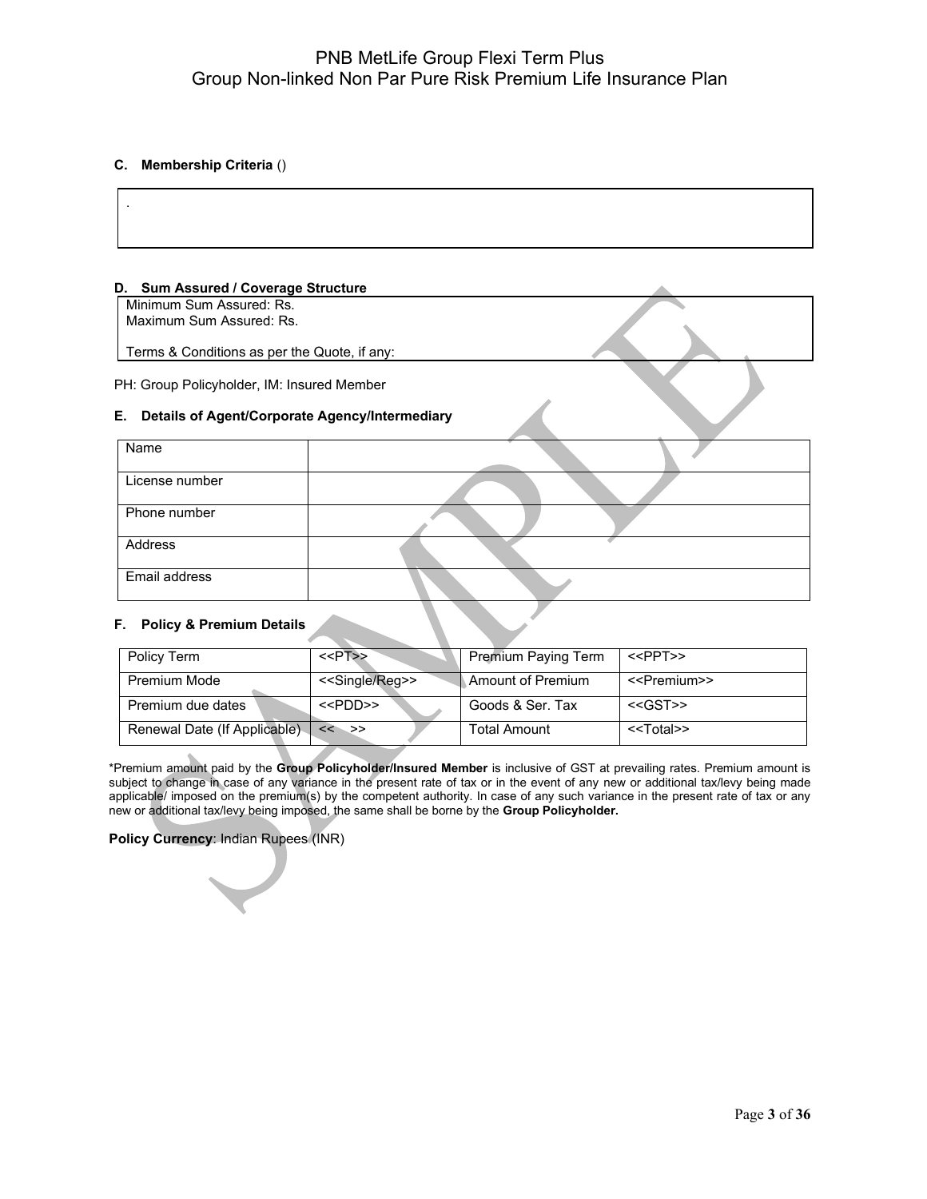#### C. Membership Criteria ()

| . |
|---|

#### D. Sum Assured / Coverage Structure

| Minimum Sum Assured: Rs.<br>Maximum Sum Assured: Rs.<br><br>Terms & Conditions as per the Quote, if any: |
|---|

PH: Group Policyholder, IM: Insured Member

#### E. Details of Agent/Corporate Agency/Intermediary

| Name | |
|---|---|
| License number | |
| Phone number | |
| Address | |
| Email address | |

#### F. Policy & Premium Details

| Policy Term | <<PT>> | Premium Paying Term | <<PPT>> |
|---|---|---|---|
| Premium Mode | <<Single/Reg>> | Amount of Premium | <<Premium>> |
| Premium due dates | <<PDD>> | Goods & Ser. Tax | <<GST>> |
| Renewal Date (If Applicable) | << >> | Total Amount | <<Total>> |

*Premium amount paid by the **Group Policyholder/Insured Member** is inclusive of GST at prevailing rates. Premium amount is subject to change in case of any variance in the present rate of tax or in the event of any new or additional tax/levy being made applicable/ imposed on the premium(s) by the competent authority. In case of any such variance in the present rate of tax or any new or additional tax/levy being imposed, the same shall be borne by the **Group Policyholder.**

**Policy Currency**: Indian Rupees (INR)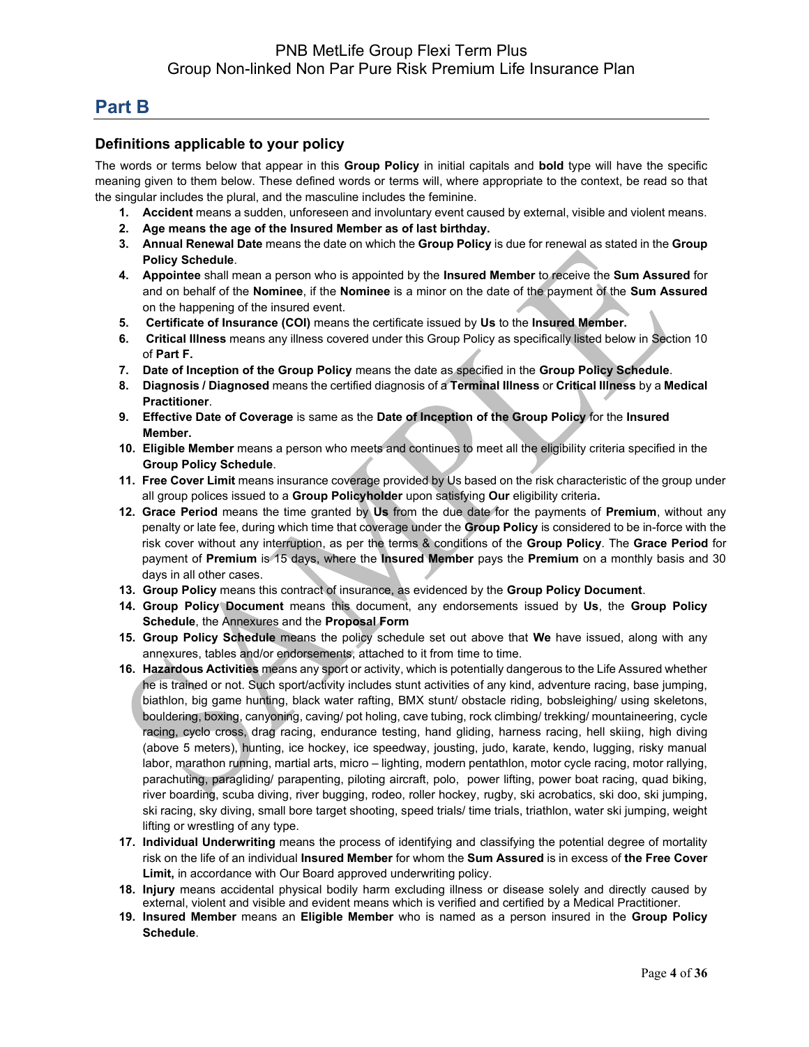## Part B

### Definitions applicable to your policy

The words or terms below that appear in this **Group Policy** in initial capitals and **bold** type will have the specific meaning given to them below. These defined words or terms will, where appropriate to the context, be read so that the singular includes the plural, and the masculine includes the feminine.

1. **Accident** means a sudden, unforeseen and involuntary event caused by external, visible and violent means.
2. **Age means the age of the Insured Member as of last birthday.**
3. **Annual Renewal Date** means the date on which the **Group Policy** is due for renewal as stated in the **Group Policy Schedule**.
4. **Appointee** shall mean a person who is appointed by the **Insured Member** to receive the **Sum Assured** for and on behalf of the **Nominee**, if the **Nominee** is a minor on the date of the payment of the **Sum Assured** on the happening of the insured event.
5. **Certificate of Insurance (COI)** means the certificate issued by **Us** to the **Insured Member.**
6. **Critical Illness** means any illness covered under this Group Policy as specifically listed below in Section 10 of **Part F.**
7. **Date of Inception of the Group Policy** means the date as specified in the **Group Policy Schedule**.
8. **Diagnosis / Diagnosed** means the certified diagnosis of a **Terminal Illness** or **Critical Illness** by a **Medical Practitioner**.
9. **Effective Date of Coverage** is same as the **Date of Inception of the Group Policy** for the **Insured Member.**
10. **Eligible Member** means a person who meets and continues to meet all the eligibility criteria specified in the **Group Policy Schedule**.
11. **Free Cover Limit** means insurance coverage provided by Us based on the risk characteristic of the group under all group polices issued to a **Group Policyholder** upon satisfying **Our** eligibility criteria**.**
12. **Grace Period** means the time granted by **Us** from the due date for the payments of **Premium**, without any penalty or late fee, during which time that coverage under the **Group Policy** is considered to be in-force with the risk cover without any interruption, as per the terms & conditions of the **Group Policy**. The **Grace Period** for payment of **Premium** is 15 days, where the **Insured Member** pays the **Premium** on a monthly basis and 30 days in all other cases.
13. **Group Policy** means this contract of insurance, as evidenced by the **Group Policy Document**.
14. **Group Policy Document** means this document, any endorsements issued by **Us**, the **Group Policy Schedule**, the Annexures and the **Proposal Form**
15. **Group Policy Schedule** means the policy schedule set out above that **We** have issued, along with any annexures, tables and/or endorsements, attached to it from time to time.
16. **Hazardous Activities** means any sport or activity, which is potentially dangerous to the Life Assured whether he is trained or not. Such sport/activity includes stunt activities of any kind, adventure racing, base jumping, biathlon, big game hunting, black water rafting, BMX stunt/ obstacle riding, bobsleighing/ using skeletons, bouldering, boxing, canyoning, caving/ pot holing, cave tubing, rock climbing/ trekking/ mountaineering, cycle racing, cyclo cross, drag racing, endurance testing, hand gliding, harness racing, hell skiing, high diving (above 5 meters), hunting, ice hockey, ice speedway, jousting, judo, karate, kendo, lugging, risky manual labor, marathon running, martial arts, micro – lighting, modern pentathlon, motor cycle racing, motor rallying, parachuting, paragliding/ parapenting, piloting aircraft, polo, power lifting, power boat racing, quad biking, river boarding, scuba diving, river bugging, rodeo, roller hockey, rugby, ski acrobatics, ski doo, ski jumping, ski racing, sky diving, small bore target shooting, speed trials/ time trials, triathlon, water ski jumping, weight lifting or wrestling of any type.
17. **Individual Underwriting** means the process of identifying and classifying the potential degree of mortality risk on the life of an individual **Insured Member** for whom the **Sum Assured** is in excess of **the Free Cover Limit,** in accordance with Our Board approved underwriting policy.
18. **Injury** means accidental physical bodily harm excluding illness or disease solely and directly caused by external, violent and visible and evident means which is verified and certified by a Medical Practitioner.
19. **Insured Member** means an **Eligible Member** who is named as a person insured in the **Group Policy Schedule**.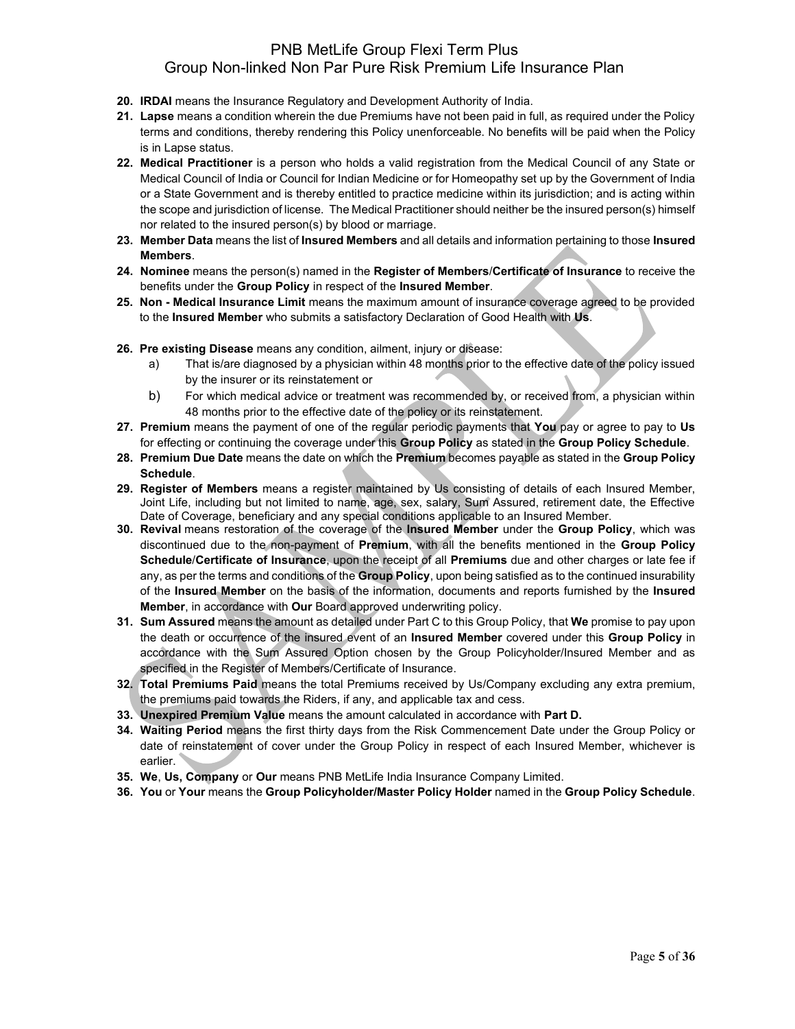20. **IRDAI** means the Insurance Regulatory and Development Authority of India.
21. **Lapse** means a condition wherein the due Premiums have not been paid in full, as required under the Policy terms and conditions, thereby rendering this Policy unenforceable. No benefits will be paid when the Policy is in Lapse status.
22. **Medical Practitioner** is a person who holds a valid registration from the Medical Council of any State or Medical Council of India or Council for Indian Medicine or for Homeopathy set up by the Government of India or a State Government and is thereby entitled to practice medicine within its jurisdiction; and is acting within the scope and jurisdiction of license. The Medical Practitioner should neither be the insured person(s) himself nor related to the insured person(s) by blood or marriage.
23. **Member Data** means the list of **Insured Members** and all details and information pertaining to those **Insured Members**.
24. **Nominee** means the person(s) named in the **Register of Members**/**Certificate of Insurance** to receive the benefits under the **Group Policy** in respect of the **Insured Member**.
25. **Non - Medical Insurance Limit** means the maximum amount of insurance coverage agreed to be provided to the **Insured Member** who submits a satisfactory Declaration of Good Health with **Us**.
26. **Pre existing Disease** means any condition, ailment, injury or disease:
    a) That is/are diagnosed by a physician within 48 months prior to the effective date of the policy issued by the insurer or its reinstatement or
    b) For which medical advice or treatment was recommended by, or received from, a physician within 48 months prior to the effective date of the policy or its reinstatement.
27. **Premium** means the payment of one of the regular periodic payments that **You** pay or agree to pay to **Us** for effecting or continuing the coverage under this **Group Policy** as stated in the **Group Policy Schedule**.
28. **Premium Due Date** means the date on which the **Premium** becomes payable as stated in the **Group Policy Schedule**.
29. **Register of Members** means a register maintained by Us consisting of details of each Insured Member, Joint Life, including but not limited to name, age, sex, salary, Sum Assured, retirement date, the Effective Date of Coverage, beneficiary and any special conditions applicable to an Insured Member.
30. **Revival** means restoration of the coverage of the **Insured Member** under the **Group Policy**, which was discontinued due to the non-payment of **Premium**, with all the benefits mentioned in the **Group Policy Schedule**/**Certificate of Insurance**, upon the receipt of all **Premiums** due and other charges or late fee if any, as per the terms and conditions of the **Group Policy**, upon being satisfied as to the continued insurability of the **Insured Member** on the basis of the information, documents and reports furnished by the **Insured Member**, in accordance with **Our** Board approved underwriting policy.
31. **Sum Assured** means the amount as detailed under Part C to this Group Policy, that **We** promise to pay upon the death or occurrence of the insured event of an **Insured Member** covered under this **Group Policy** in accordance with the Sum Assured Option chosen by the Group Policyholder/Insured Member and as specified in the Register of Members/Certificate of Insurance.
32. **Total Premiums Paid** means the total Premiums received by Us/Company excluding any extra premium, the premiums paid towards the Riders, if any, and applicable tax and cess.
33. **Unexpired Premium Value** means the amount calculated in accordance with **Part D.**
34. **Waiting Period** means the first thirty days from the Risk Commencement Date under the Group Policy or date of reinstatement of cover under the Group Policy in respect of each Insured Member, whichever is earlier.
35. **We**, **Us, Company** or **Our** means PNB MetLife India Insurance Company Limited.
36. **You** or **Your** means the **Group Policyholder/Master Policy Holder** named in the **Group Policy Schedule**.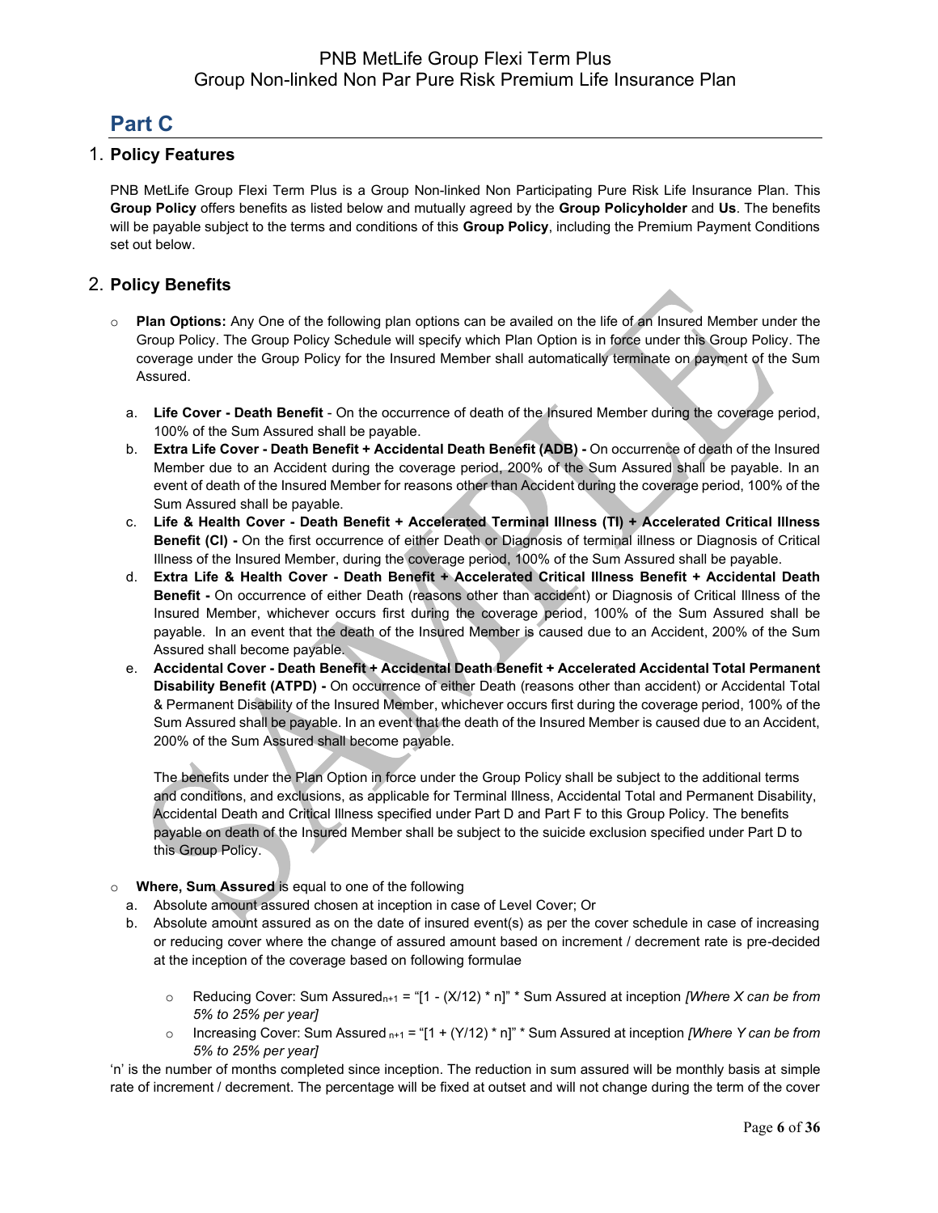## Part C

### 1. Policy Features

PNB MetLife Group Flexi Term Plus is a Group Non-linked Non Participating Pure Risk Life Insurance Plan. This **Group Policy** offers benefits as listed below and mutually agreed by the **Group Policyholder** and **Us**. The benefits will be payable subject to the terms and conditions of this **Group Policy**, including the Premium Payment Conditions set out below.

### 2. Policy Benefits

- **Plan Options:** Any One of the following plan options can be availed on the life of an Insured Member under the Group Policy. The Group Policy Schedule will specify which Plan Option is in force under this Group Policy. The coverage under the Group Policy for the Insured Member shall automatically terminate on payment of the Sum Assured.

  a. **Life Cover - Death Benefit** - On the occurrence of death of the Insured Member during the coverage period, 100% of the Sum Assured shall be payable.

  b. **Extra Life Cover - Death Benefit + Accidental Death Benefit (ADB) -** On occurrence of death of the Insured Member due to an Accident during the coverage period, 200% of the Sum Assured shall be payable. In an event of death of the Insured Member for reasons other than Accident during the coverage period, 100% of the Sum Assured shall be payable.

  c. **Life & Health Cover - Death Benefit + Accelerated Terminal Illness (TI) + Accelerated Critical Illness Benefit (CI) -** On the first occurrence of either Death or Diagnosis of terminal illness or Diagnosis of Critical Illness of the Insured Member, during the coverage period, 100% of the Sum Assured shall be payable.

  d. **Extra Life & Health Cover - Death Benefit + Accelerated Critical Illness Benefit + Accidental Death Benefit -** On occurrence of either Death (reasons other than accident) or Diagnosis of Critical Illness of the Insured Member, whichever occurs first during the coverage period, 100% of the Sum Assured shall be payable. In an event that the death of the Insured Member is caused due to an Accident, 200% of the Sum Assured shall become payable.

  e. **Accidental Cover - Death Benefit + Accidental Death Benefit + Accelerated Accidental Total Permanent Disability Benefit (ATPD) -** On occurrence of either Death (reasons other than accident) or Accidental Total & Permanent Disability of the Insured Member, whichever occurs first during the coverage period, 100% of the Sum Assured shall be payable. In an event that the death of the Insured Member is caused due to an Accident, 200% of the Sum Assured shall become payable.

  The benefits under the Plan Option in force under the Group Policy shall be subject to the additional terms and conditions, and exclusions, as applicable for Terminal Illness, Accidental Total and Permanent Disability, Accidental Death and Critical Illness specified under Part D and Part F to this Group Policy. The benefits payable on death of the Insured Member shall be subject to the suicide exclusion specified under Part D to this Group Policy.

- **Where, Sum Assured** is equal to one of the following

  a. Absolute amount assured chosen at inception in case of Level Cover; Or

  b. Absolute amount assured as on the date of insured event(s) as per the cover schedule in case of increasing or reducing cover where the change of assured amount based on increment / decrement rate is pre-decided at the inception of the coverage based on following formulae

     - Reducing Cover: Sum $\text{Assured}_{n+1}$ = "[1 - (X/12) * n]" * Sum Assured at inception *[Where X can be from 5% to 25% per year]*
     - Increasing Cover: Sum Assured $_{n+1}$ = "[1 + (Y/12) * n]" * Sum Assured at inception *[Where Y can be from 5% to 25% per year]*

'n' is the number of months completed since inception. The reduction in sum assured will be monthly basis at simple rate of increment / decrement. The percentage will be fixed at outset and will not change during the term of the cover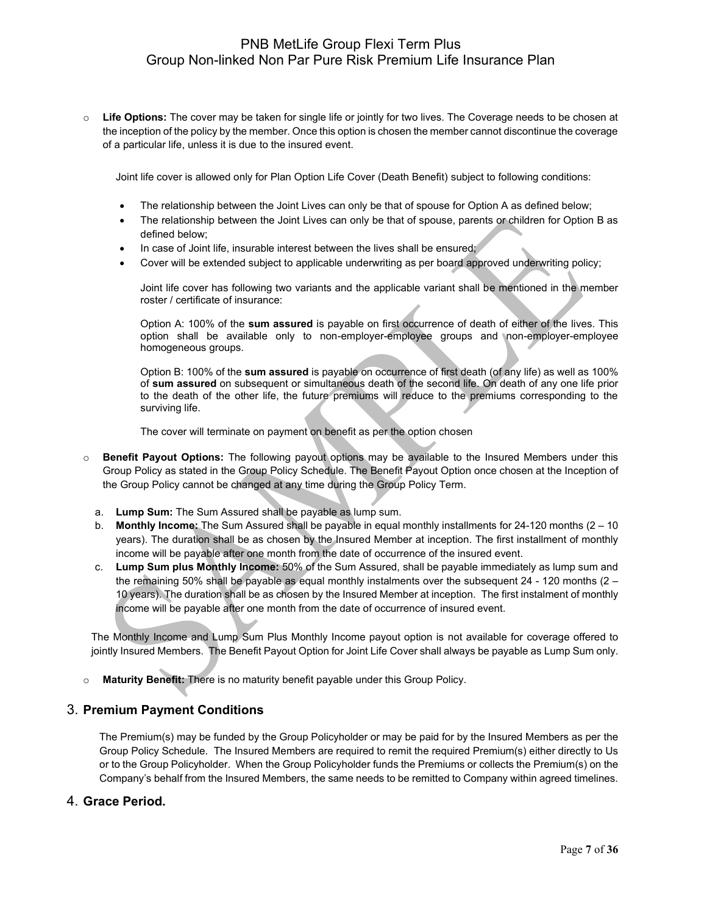- **Life Options:** The cover may be taken for single life or jointly for two lives. The Coverage needs to be chosen at the inception of the policy by the member. Once this option is chosen the member cannot discontinue the coverage of a particular life, unless it is due to the insured event.

  Joint life cover is allowed only for Plan Option Life Cover (Death Benefit) subject to following conditions:

  - The relationship between the Joint Lives can only be that of spouse for Option A as defined below;
  - The relationship between the Joint Lives can only be that of spouse, parents or children for Option B as defined below;
  - In case of Joint life, insurable interest between the lives shall be ensured;
  - Cover will be extended subject to applicable underwriting as per board approved underwriting policy;

    Joint life cover has following two variants and the applicable variant shall be mentioned in the member roster / certificate of insurance:

    Option A: 100% of the **sum assured** is payable on first occurrence of death of either of the lives. This option shall be available only to non-employer-employee groups and non-employer-employee homogeneous groups.

    Option B: 100% of the **sum assured** is payable on occurrence of first death (of any life) as well as 100% of **sum assured** on subsequent or simultaneous death of the second life. On death of any one life prior to the death of the other life, the future premiums will reduce to the premiums corresponding to the surviving life.

    The cover will terminate on payment on benefit as per the option chosen

- **Benefit Payout Options:** The following payout options may be available to the Insured Members under this Group Policy as stated in the Group Policy Schedule. The Benefit Payout Option once chosen at the Inception of the Group Policy cannot be changed at any time during the Group Policy Term.

  a. **Lump Sum:** The Sum Assured shall be payable as lump sum.
  b. **Monthly Income:** The Sum Assured shall be payable in equal monthly installments for 24-120 months (2 – 10 years). The duration shall be as chosen by the Insured Member at inception. The first installment of monthly income will be payable after one month from the date of occurrence of the insured event.
  c. **Lump Sum plus Monthly Income:** 50% of the Sum Assured, shall be payable immediately as lump sum and the remaining 50% shall be payable as equal monthly instalments over the subsequent 24 - 120 months (2 – 10 years). The duration shall be as chosen by the Insured Member at inception. The first instalment of monthly income will be payable after one month from the date of occurrence of insured event.

  The Monthly Income and Lump Sum Plus Monthly Income payout option is not available for coverage offered to jointly Insured Members. The Benefit Payout Option for Joint Life Cover shall always be payable as Lump Sum only.

- **Maturity Benefit:** There is no maturity benefit payable under this Group Policy.

## 3. Premium Payment Conditions

The Premium(s) may be funded by the Group Policyholder or may be paid for by the Insured Members as per the Group Policy Schedule. The Insured Members are required to remit the required Premium(s) either directly to Us or to the Group Policyholder. When the Group Policyholder funds the Premiums or collects the Premium(s) on the Company's behalf from the Insured Members, the same needs to be remitted to Company within agreed timelines.

## 4. Grace Period.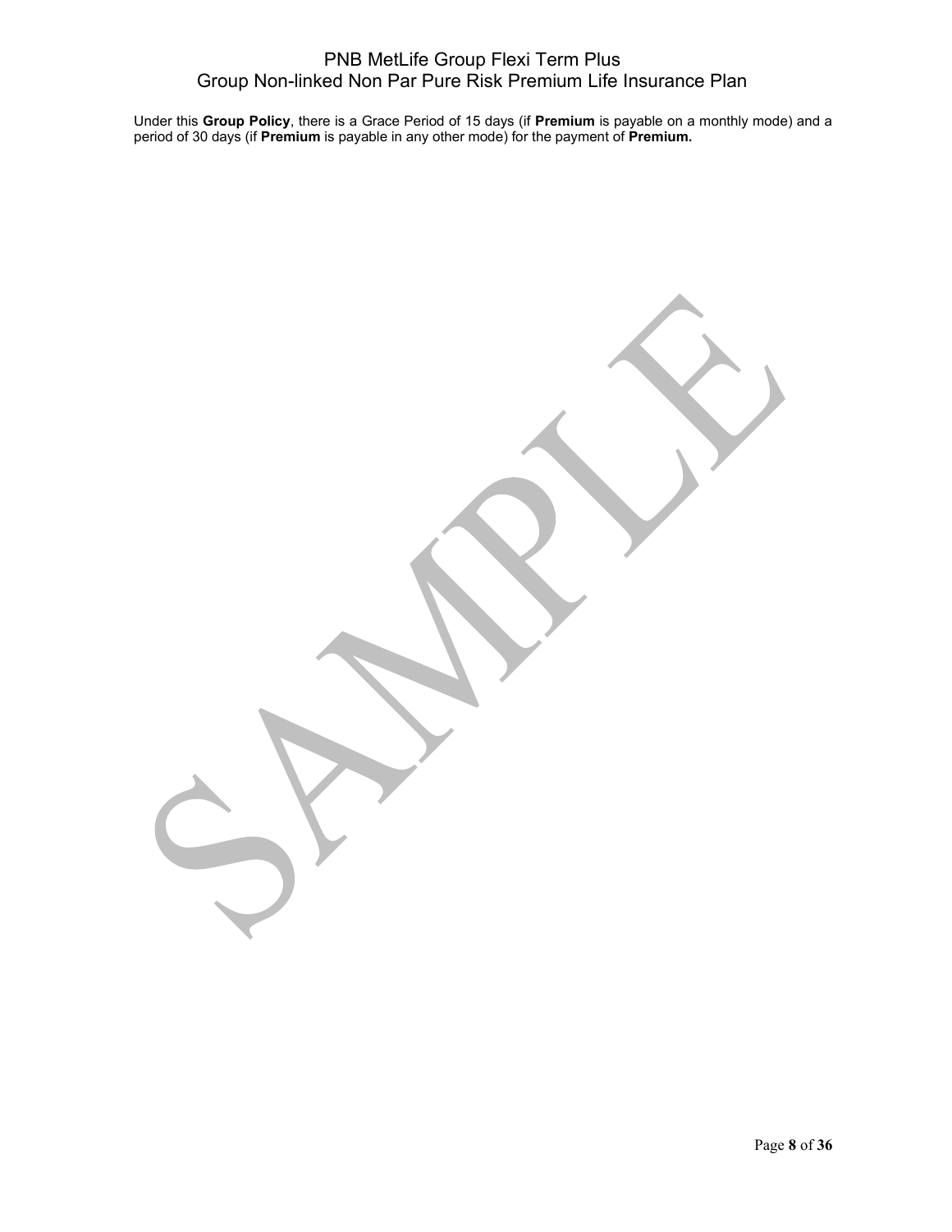Under this **Group Policy**, there is a Grace Period of 15 days (if **Premium** is payable on a monthly mode) and a period of 30 days (if **Premium** is payable in any other mode) for the payment of **Premium.**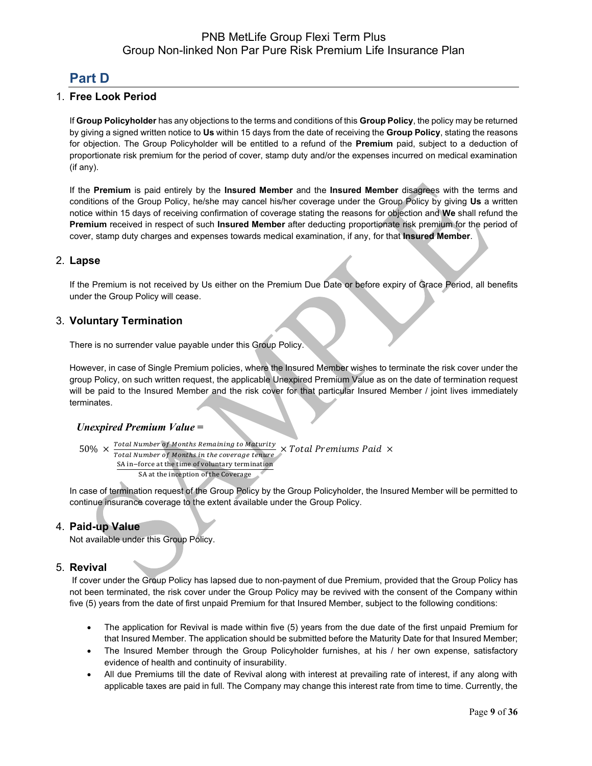# Part D

## 1. Free Look Period

If **Group Policyholder** has any objections to the terms and conditions of this **Group Policy**, the policy may be returned by giving a signed written notice to **Us** within 15 days from the date of receiving the **Group Policy**, stating the reasons for objection. The Group Policyholder will be entitled to a refund of the **Premium** paid, subject to a deduction of proportionate risk premium for the period of cover, stamp duty and/or the expenses incurred on medical examination (if any).

If the **Premium** is paid entirely by the **Insured Member** and the **Insured Member** disagrees with the terms and conditions of the Group Policy, he/she may cancel his/her coverage under the Group Policy by giving **Us** a written notice within 15 days of receiving confirmation of coverage stating the reasons for objection and **We** shall refund the **Premium** received in respect of such **Insured Member** after deducting proportionate risk premium for the period of cover, stamp duty charges and expenses towards medical examination, if any, for that **Insured Member**.

## 2. Lapse

If the Premium is not received by Us either on the Premium Due Date or before expiry of Grace Period, all benefits under the Group Policy will cease.

## 3. Voluntary Termination

There is no surrender value payable under this Group Policy.

However, in case of Single Premium policies, where the Insured Member wishes to terminate the risk cover under the group Policy, on such written request, the applicable Unexpired Premium Value as on the date of termination request will be paid to the Insured Member and the risk cover for that particular Insured Member / joint lives immediately terminates.

***Unexpired Premium Value =***

$$50\% \times \frac{\text{Total Number of Months Remaining to Maturity}}{\text{Total Number of Months in the coverage tenure}} \times \text{Total Premiums Paid} \times \frac{\text{SA in-force at the time of voluntary termination}}{\text{SA at the inception of the Coverage}}$$

In case of termination request of the Group Policy by the Group Policyholder, the Insured Member will be permitted to continue insurance coverage to the extent available under the Group Policy.

## 4. Paid-up Value

Not available under this Group Policy.

## 5. Revival

If cover under the Group Policy has lapsed due to non-payment of due Premium, provided that the Group Policy has not been terminated, the risk cover under the Group Policy may be revived with the consent of the Company within five (5) years from the date of first unpaid Premium for that Insured Member, subject to the following conditions:

- The application for Revival is made within five (5) years from the due date of the first unpaid Premium for that Insured Member. The application should be submitted before the Maturity Date for that Insured Member;
- The Insured Member through the Group Policyholder furnishes, at his / her own expense, satisfactory evidence of health and continuity of insurability.
- All due Premiums till the date of Revival along with interest at prevailing rate of interest, if any along with applicable taxes are paid in full. The Company may change this interest rate from time to time. Currently, the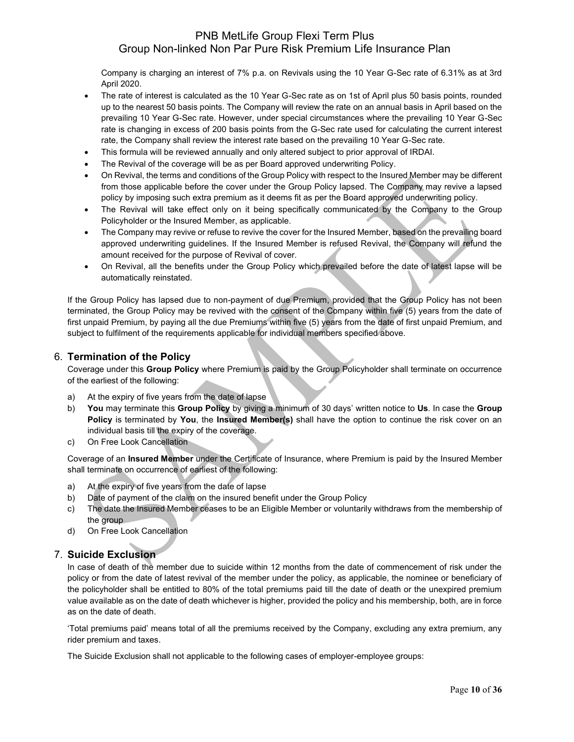Company is charging an interest of 7% p.a. on Revivals using the 10 Year G-Sec rate of 6.31% as at 3rd April 2020.

- The rate of interest is calculated as the 10 Year G-Sec rate as on 1st of April plus 50 basis points, rounded up to the nearest 50 basis points. The Company will review the rate on an annual basis in April based on the prevailing 10 Year G-Sec rate. However, under special circumstances where the prevailing 10 Year G-Sec rate is changing in excess of 200 basis points from the G-Sec rate used for calculating the current interest rate, the Company shall review the interest rate based on the prevailing 10 Year G-Sec rate.
- This formula will be reviewed annually and only altered subject to prior approval of IRDAI.
- The Revival of the coverage will be as per Board approved underwriting Policy.
- On Revival, the terms and conditions of the Group Policy with respect to the Insured Member may be different from those applicable before the cover under the Group Policy lapsed. The Company may revive a lapsed policy by imposing such extra premium as it deems fit as per the Board approved underwriting policy.
- The Revival will take effect only on it being specifically communicated by the Company to the Group Policyholder or the Insured Member, as applicable.
- The Company may revive or refuse to revive the cover for the Insured Member, based on the prevailing board approved underwriting guidelines. If the Insured Member is refused Revival, the Company will refund the amount received for the purpose of Revival of cover.
- On Revival, all the benefits under the Group Policy which prevailed before the date of latest lapse will be automatically reinstated.

If the Group Policy has lapsed due to non-payment of due Premium, provided that the Group Policy has not been terminated, the Group Policy may be revived with the consent of the Company within five (5) years from the date of first unpaid Premium, by paying all the due Premiums within five (5) years from the date of first unpaid Premium, and subject to fulfilment of the requirements applicable for individual members specified above.

## 6. Termination of the Policy

Coverage under this **Group Policy** where Premium is paid by the Group Policyholder shall terminate on occurrence of the earliest of the following:

a) At the expiry of five years from the date of lapse

b) **You** may terminate this **Group Policy** by giving a minimum of 30 days' written notice to **Us**. In case the **Group Policy** is terminated by **You**, the **Insured Member(s)** shall have the option to continue the risk cover on an individual basis till the expiry of the coverage.

c) On Free Look Cancellation

Coverage of an **Insured Member** under the Certificate of Insurance, where Premium is paid by the Insured Member shall terminate on occurrence of earliest of the following:

a) At the expiry of five years from the date of lapse

b) Date of payment of the claim on the insured benefit under the Group Policy

c) The date the Insured Member ceases to be an Eligible Member or voluntarily withdraws from the membership of the group

d) On Free Look Cancellation

## 7. Suicide Exclusion

In case of death of the member due to suicide within 12 months from the date of commencement of risk under the policy or from the date of latest revival of the member under the policy, as applicable, the nominee or beneficiary of the policyholder shall be entitled to 80% of the total premiums paid till the date of death or the unexpired premium value available as on the date of death whichever is higher, provided the policy and his membership, both, are in force as on the date of death.

'Total premiums paid' means total of all the premiums received by the Company, excluding any extra premium, any rider premium and taxes.

The Suicide Exclusion shall not applicable to the following cases of employer-employee groups: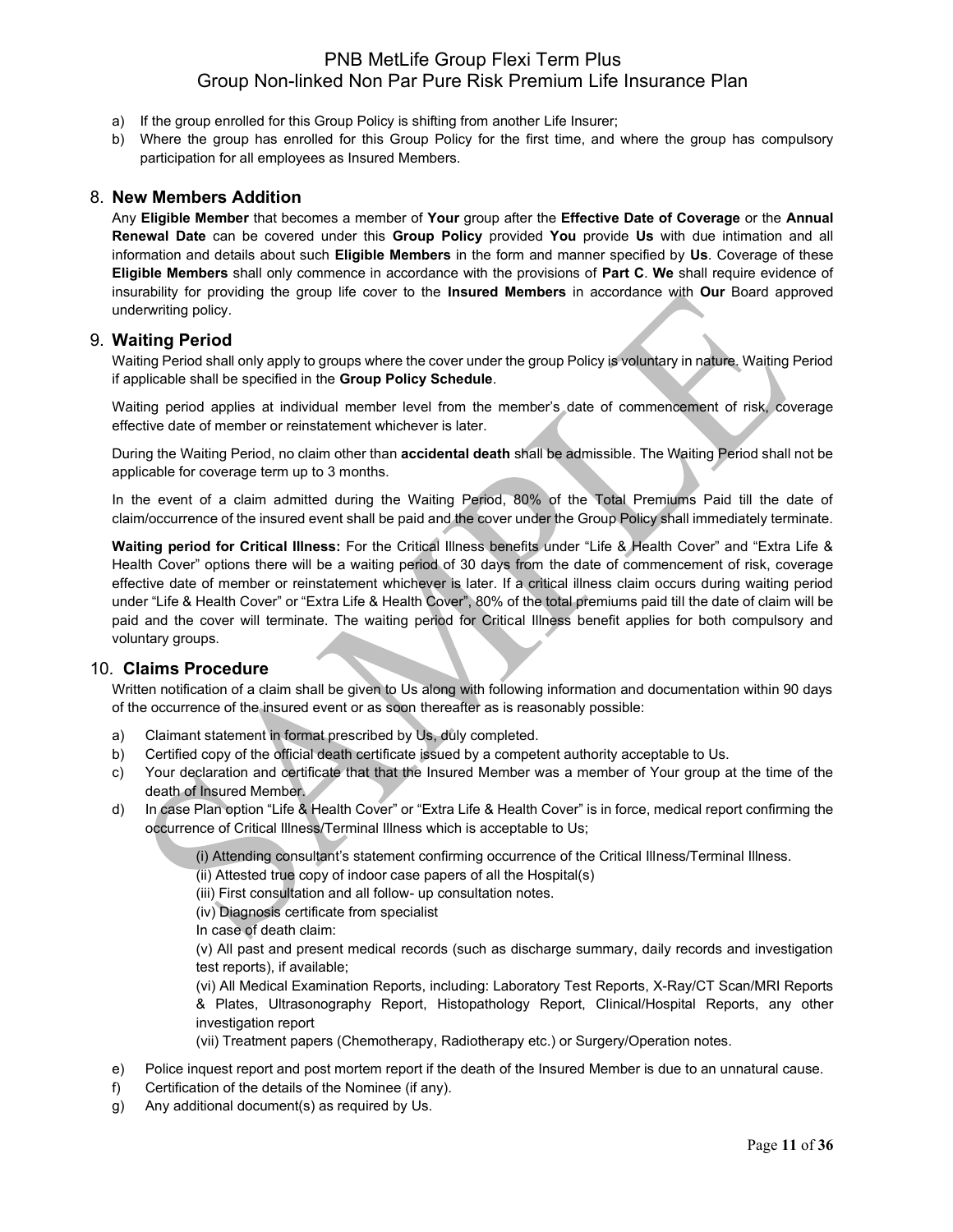a) If the group enrolled for this Group Policy is shifting from another Life Insurer;
b) Where the group has enrolled for this Group Policy for the first time, and where the group has compulsory participation for all employees as Insured Members.

## 8. New Members Addition

Any **Eligible Member** that becomes a member of **Your** group after the **Effective Date of Coverage** or the **Annual Renewal Date** can be covered under this **Group Policy** provided **You** provide **Us** with due intimation and all information and details about such **Eligible Members** in the form and manner specified by **Us**. Coverage of these **Eligible Members** shall only commence in accordance with the provisions of **Part C**. **We** shall require evidence of insurability for providing the group life cover to the **Insured Members** in accordance with **Our** Board approved underwriting policy.

## 9. Waiting Period

Waiting Period shall only apply to groups where the cover under the group Policy is voluntary in nature. Waiting Period if applicable shall be specified in the **Group Policy Schedule**.

Waiting period applies at individual member level from the member's date of commencement of risk, coverage effective date of member or reinstatement whichever is later.

During the Waiting Period, no claim other than **accidental death** shall be admissible. The Waiting Period shall not be applicable for coverage term up to 3 months.

In the event of a claim admitted during the Waiting Period, 80% of the Total Premiums Paid till the date of claim/occurrence of the insured event shall be paid and the cover under the Group Policy shall immediately terminate.

**Waiting period for Critical Illness:** For the Critical Illness benefits under "Life & Health Cover" and "Extra Life & Health Cover" options there will be a waiting period of 30 days from the date of commencement of risk, coverage effective date of member or reinstatement whichever is later. If a critical illness claim occurs during waiting period under "Life & Health Cover" or "Extra Life & Health Cover", 80% of the total premiums paid till the date of claim will be paid and the cover will terminate. The waiting period for Critical Illness benefit applies for both compulsory and voluntary groups.

## 10. Claims Procedure

Written notification of a claim shall be given to Us along with following information and documentation within 90 days of the occurrence of the insured event or as soon thereafter as is reasonably possible:

a) Claimant statement in format prescribed by Us, duly completed.
b) Certified copy of the official death certificate issued by a competent authority acceptable to Us.
c) Your declaration and certificate that that the Insured Member was a member of Your group at the time of the death of Insured Member.
d) In case Plan option "Life & Health Cover" or "Extra Life & Health Cover" is in force, medical report confirming the occurrence of Critical Illness/Terminal Illness which is acceptable to Us;

   (i) Attending consultant's statement confirming occurrence of the Critical Illness/Terminal Illness.
   (ii) Attested true copy of indoor case papers of all the Hospital(s)
   (iii) First consultation and all follow- up consultation notes.
   (iv) Diagnosis certificate from specialist
   In case of death claim:
   (v) All past and present medical records (such as discharge summary, daily records and investigation test reports), if available;
   (vi) All Medical Examination Reports, including: Laboratory Test Reports, X-Ray/CT Scan/MRI Reports & Plates, Ultrasonography Report, Histopathology Report, Clinical/Hospital Reports, any other investigation report
   (vii) Treatment papers (Chemotherapy, Radiotherapy etc.) or Surgery/Operation notes.

e) Police inquest report and post mortem report if the death of the Insured Member is due to an unnatural cause.
f) Certification of the details of the Nominee (if any).
g) Any additional document(s) as required by Us.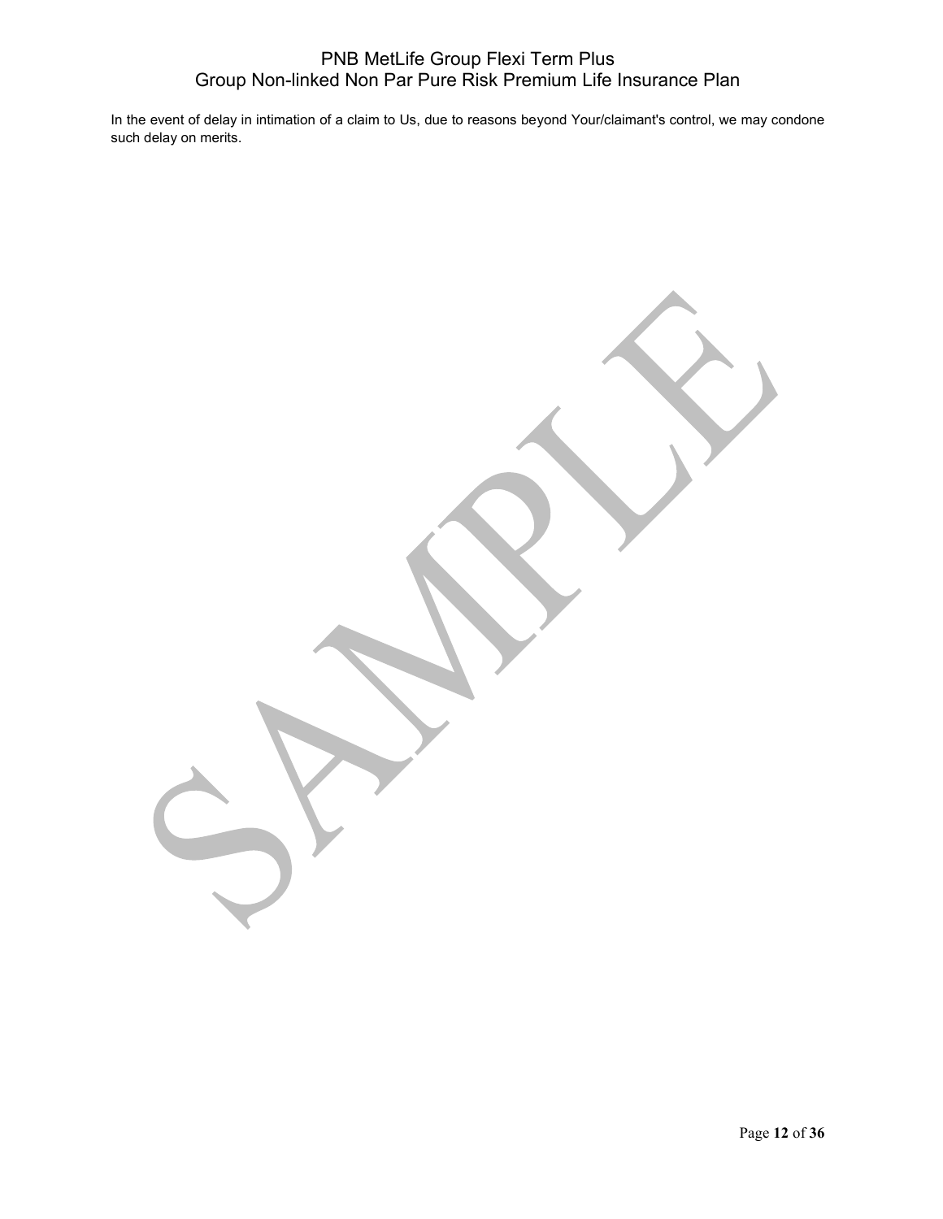In the event of delay in intimation of a claim to Us, due to reasons beyond Your/claimant's control, we may condone such delay on merits.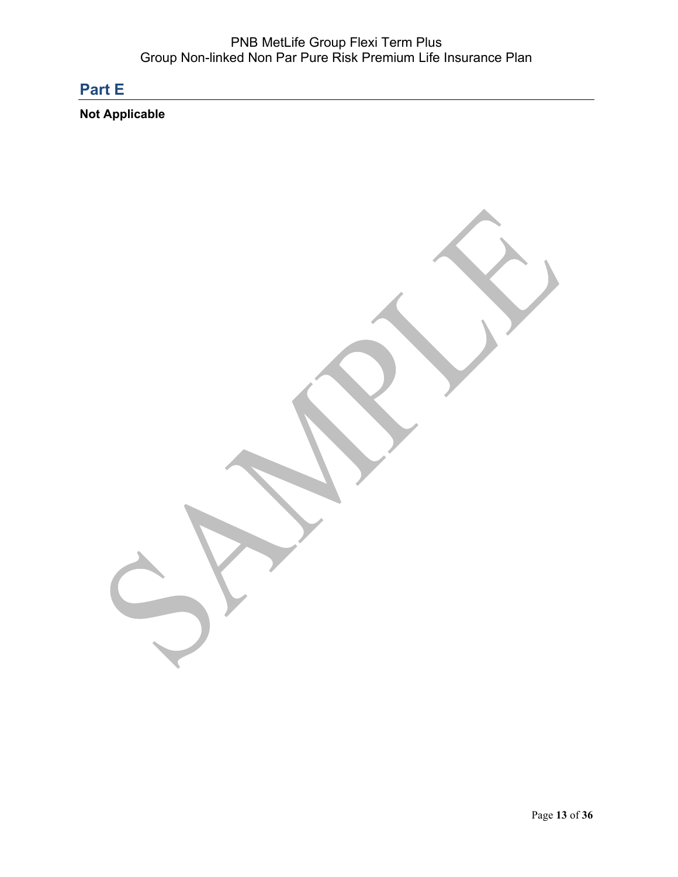## Part E

**Not Applicable**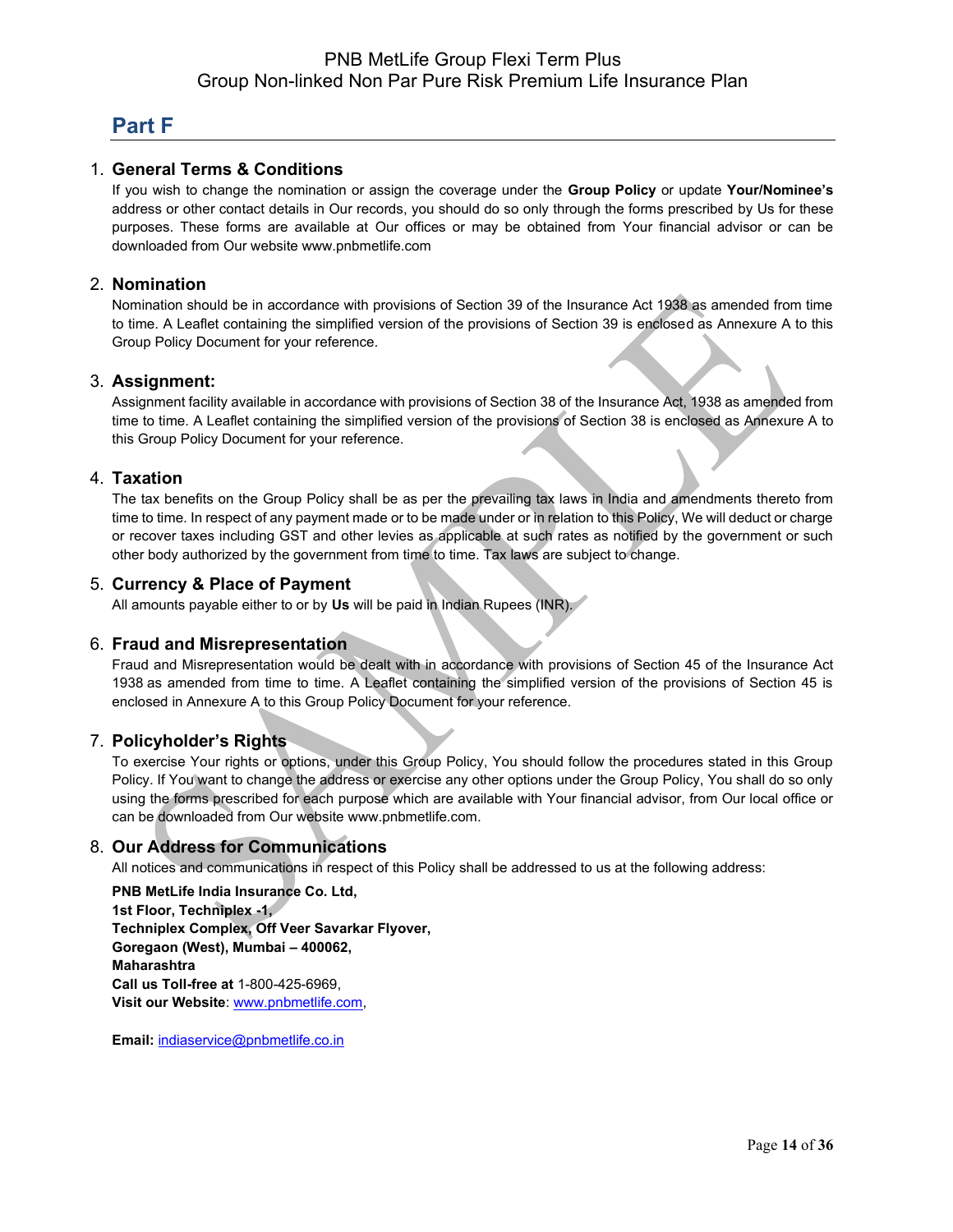# Part F

## 1. General Terms & Conditions

If you wish to change the nomination or assign the coverage under the **Group Policy** or update **Your/Nominee's** address or other contact details in Our records, you should do so only through the forms prescribed by Us for these purposes. These forms are available at Our offices or may be obtained from Your financial advisor or can be downloaded from Our website www.pnbmetlife.com

## 2. Nomination

Nomination should be in accordance with provisions of Section 39 of the Insurance Act 1938 as amended from time to time. A Leaflet containing the simplified version of the provisions of Section 39 is enclosed as Annexure A to this Group Policy Document for your reference.

## 3. Assignment:

Assignment facility available in accordance with provisions of Section 38 of the Insurance Act, 1938 as amended from time to time. A Leaflet containing the simplified version of the provisions of Section 38 is enclosed as Annexure A to this Group Policy Document for your reference.

## 4. Taxation

The tax benefits on the Group Policy shall be as per the prevailing tax laws in India and amendments thereto from time to time. In respect of any payment made or to be made under or in relation to this Policy, We will deduct or charge or recover taxes including GST and other levies as applicable at such rates as notified by the government or such other body authorized by the government from time to time. Tax laws are subject to change.

## 5. Currency & Place of Payment

All amounts payable either to or by **Us** will be paid in Indian Rupees (INR).

## 6. Fraud and Misrepresentation

Fraud and Misrepresentation would be dealt with in accordance with provisions of Section 45 of the Insurance Act 1938 as amended from time to time. A Leaflet containing the simplified version of the provisions of Section 45 is enclosed in Annexure A to this Group Policy Document for your reference.

## 7. Policyholder's Rights

To exercise Your rights or options, under this Group Policy, You should follow the procedures stated in this Group Policy. If You want to change the address or exercise any other options under the Group Policy, You shall do so only using the forms prescribed for each purpose which are available with Your financial advisor, from Our local office or can be downloaded from Our website www.pnbmetlife.com.

## 8. Our Address for Communications

All notices and communications in respect of this Policy shall be addressed to us at the following address:

**PNB MetLife India Insurance Co. Ltd,**
**1st Floor, Techniplex -1,**
**Techniplex Complex, Off Veer Savarkar Flyover,**
**Goregaon (West), Mumbai – 400062,**
**Maharashtra**
**Call us Toll-free at** 1-800-425-6969,
**Visit our Website**: www.pnbmetlife.com,

**Email:** indiaservice@pnbmetlife.co.in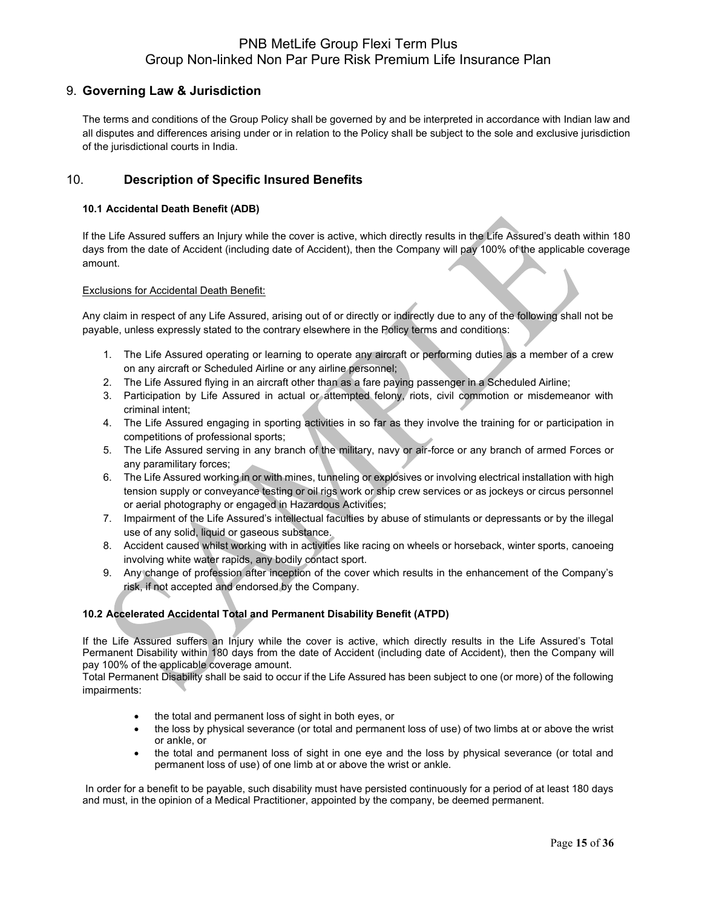## 9. **Governing Law & Jurisdiction**

The terms and conditions of the Group Policy shall be governed by and be interpreted in accordance with Indian law and all disputes and differences arising under or in relation to the Policy shall be subject to the sole and exclusive jurisdiction of the jurisdictional courts in India.

## 10. **Description of Specific Insured Benefits**

### 10.1 Accidental Death Benefit (ADB)

If the Life Assured suffers an Injury while the cover is active, which directly results in the Life Assured's death within 180 days from the date of Accident (including date of Accident), then the Company will pay 100% of the applicable coverage amount.

Exclusions for Accidental Death Benefit:

Any claim in respect of any Life Assured, arising out of or directly or indirectly due to any of the following shall not be payable, unless expressly stated to the contrary elsewhere in the Policy terms and conditions:

1. The Life Assured operating or learning to operate any aircraft or performing duties as a member of a crew on any aircraft or Scheduled Airline or any airline personnel;
2. The Life Assured flying in an aircraft other than as a fare paying passenger in a Scheduled Airline;
3. Participation by Life Assured in actual or attempted felony, riots, civil commotion or misdemeanor with criminal intent;
4. The Life Assured engaging in sporting activities in so far as they involve the training for or participation in competitions of professional sports;
5. The Life Assured serving in any branch of the military, navy or air-force or any branch of armed Forces or any paramilitary forces;
6. The Life Assured working in or with mines, tunneling or explosives or involving electrical installation with high tension supply or conveyance testing or oil rigs work or ship crew services or as jockeys or circus personnel or aerial photography or engaged in Hazardous Activities;
7. Impairment of the Life Assured's intellectual faculties by abuse of stimulants or depressants or by the illegal use of any solid, liquid or gaseous substance.
8. Accident caused whilst working with in activities like racing on wheels or horseback, winter sports, canoeing involving white water rapids, any bodily contact sport.
9. Any change of profession after inception of the cover which results in the enhancement of the Company's risk, if not accepted and endorsed by the Company.

### 10.2 Accelerated Accidental Total and Permanent Disability Benefit (ATPD)

If the Life Assured suffers an Injury while the cover is active, which directly results in the Life Assured's Total Permanent Disability within 180 days from the date of Accident (including date of Accident), then the Company will pay 100% of the applicable coverage amount.
Total Permanent Disability shall be said to occur if the Life Assured has been subject to one (or more) of the following impairments:

- the total and permanent loss of sight in both eyes, or
- the loss by physical severance (or total and permanent loss of use) of two limbs at or above the wrist or ankle, or
- the total and permanent loss of sight in one eye and the loss by physical severance (or total and permanent loss of use) of one limb at or above the wrist or ankle.

In order for a benefit to be payable, such disability must have persisted continuously for a period of at least 180 days and must, in the opinion of a Medical Practitioner, appointed by the company, be deemed permanent.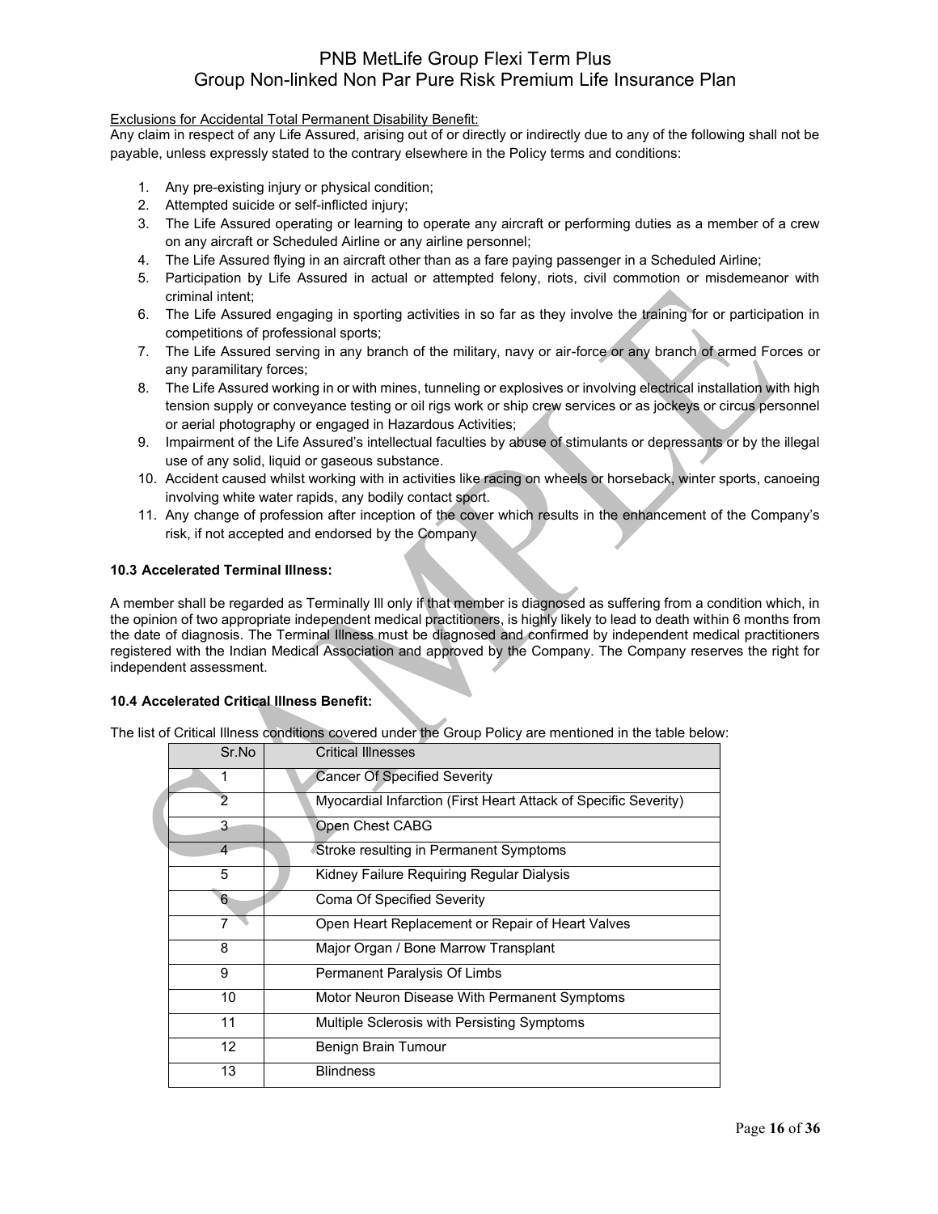Exclusions for Accidental Total Permanent Disability Benefit:

Any claim in respect of any Life Assured, arising out of or directly or indirectly due to any of the following shall not be payable, unless expressly stated to the contrary elsewhere in the Policy terms and conditions:

1. Any pre-existing injury or physical condition;
2. Attempted suicide or self-inflicted injury;
3. The Life Assured operating or learning to operate any aircraft or performing duties as a member of a crew on any aircraft or Scheduled Airline or any airline personnel;
4. The Life Assured flying in an aircraft other than as a fare paying passenger in a Scheduled Airline;
5. Participation by Life Assured in actual or attempted felony, riots, civil commotion or misdemeanor with criminal intent;
6. The Life Assured engaging in sporting activities in so far as they involve the training for or participation in competitions of professional sports;
7. The Life Assured serving in any branch of the military, navy or air-force or any branch of armed Forces or any paramilitary forces;
8. The Life Assured working in or with mines, tunneling or explosives or involving electrical installation with high tension supply or conveyance testing or oil rigs work or ship crew services or as jockeys or circus personnel or aerial photography or engaged in Hazardous Activities;
9. Impairment of the Life Assured's intellectual faculties by abuse of stimulants or depressants or by the illegal use of any solid, liquid or gaseous substance.
10. Accident caused whilst working with in activities like racing on wheels or horseback, winter sports, canoeing involving white water rapids, any bodily contact sport.
11. Any change of profession after inception of the cover which results in the enhancement of the Company's risk, if not accepted and endorsed by the Company

**10.3 Accelerated Terminal Illness:**

A member shall be regarded as Terminally Ill only if that member is diagnosed as suffering from a condition which, in the opinion of two appropriate independent medical practitioners, is highly likely to lead to death within 6 months from the date of diagnosis. The Terminal Illness must be diagnosed and confirmed by independent medical practitioners registered with the Indian Medical Association and approved by the Company. The Company reserves the right for independent assessment.

**10.4 Accelerated Critical Illness Benefit:**

The list of Critical Illness conditions covered under the Group Policy are mentioned in the table below:

| Sr.No | Critical Illnesses |
|---|---|
| 1 | Cancer Of Specified Severity |
| 2 | Myocardial Infarction (First Heart Attack of Specific Severity) |
| 3 | Open Chest CABG |
| 4 | Stroke resulting in Permanent Symptoms |
| 5 | Kidney Failure Requiring Regular Dialysis |
| 6 | Coma Of Specified Severity |
| 7 | Open Heart Replacement or Repair of Heart Valves |
| 8 | Major Organ / Bone Marrow Transplant |
| 9 | Permanent Paralysis Of Limbs |
| 10 | Motor Neuron Disease With Permanent Symptoms |
| 11 | Multiple Sclerosis with Persisting Symptoms |
| 12 | Benign Brain Tumour |
| 13 | Blindness |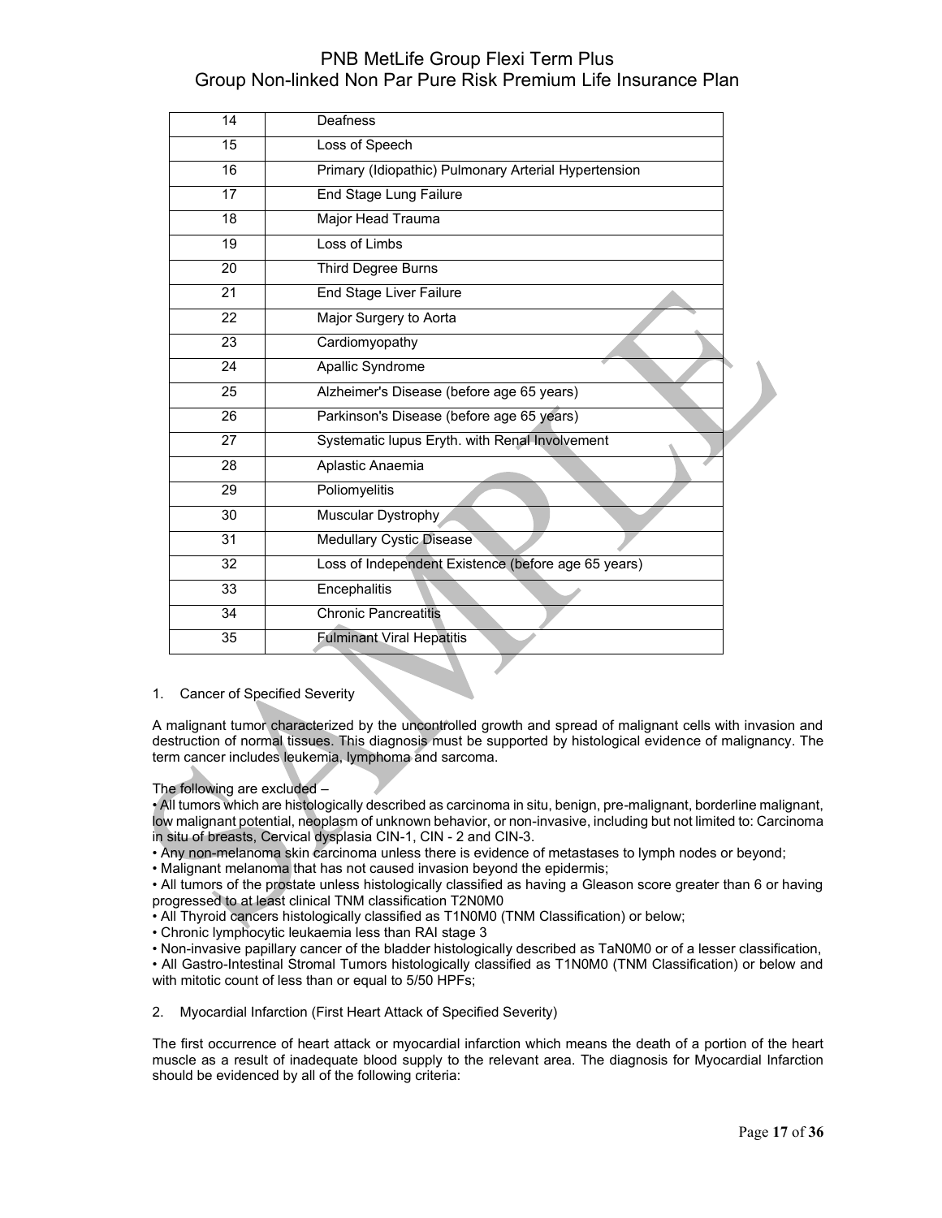| 14 | Deafness |
|---|---|
| 15 | Loss of Speech |
| 16 | Primary (Idiopathic) Pulmonary Arterial Hypertension |
| 17 | End Stage Lung Failure |
| 18 | Major Head Trauma |
| 19 | Loss of Limbs |
| 20 | Third Degree Burns |
| 21 | End Stage Liver Failure |
| 22 | Major Surgery to Aorta |
| 23 | Cardiomyopathy |
| 24 | Apallic Syndrome |
| 25 | Alzheimer's Disease (before age 65 years) |
| 26 | Parkinson's Disease (before age 65 years) |
| 27 | Systematic lupus Eryth. with Renal Involvement |
| 28 | Aplastic Anaemia |
| 29 | Poliomyelitis |
| 30 | Muscular Dystrophy |
| 31 | Medullary Cystic Disease |
| 32 | Loss of Independent Existence (before age 65 years) |
| 33 | Encephalitis |
| 34 | Chronic Pancreatitis |
| 35 | Fulminant Viral Hepatitis |

1. Cancer of Specified Severity

A malignant tumor characterized by the uncontrolled growth and spread of malignant cells with invasion and destruction of normal tissues. This diagnosis must be supported by histological evidence of malignancy. The term cancer includes leukemia, lymphoma and sarcoma.

The following are excluded –

- All tumors which are histologically described as carcinoma in situ, benign, pre-malignant, borderline malignant, low malignant potential, neoplasm of unknown behavior, or non-invasive, including but not limited to: Carcinoma in situ of breasts, Cervical dysplasia CIN-1, CIN - 2 and CIN-3.
- Any non-melanoma skin carcinoma unless there is evidence of metastases to lymph nodes or beyond;
- Malignant melanoma that has not caused invasion beyond the epidermis;
- All tumors of the prostate unless histologically classified as having a Gleason score greater than 6 or having progressed to at least clinical TNM classification T2N0M0
- All Thyroid cancers histologically classified as T1N0M0 (TNM Classification) or below;
- Chronic lymphocytic leukaemia less than RAI stage 3
- Non-invasive papillary cancer of the bladder histologically described as TaN0M0 or of a lesser classification,
- All Gastro-Intestinal Stromal Tumors histologically classified as T1N0M0 (TNM Classification) or below and with mitotic count of less than or equal to 5/50 HPFs;

2. Myocardial Infarction (First Heart Attack of Specified Severity)

The first occurrence of heart attack or myocardial infarction which means the death of a portion of the heart muscle as a result of inadequate blood supply to the relevant area. The diagnosis for Myocardial Infarction should be evidenced by all of the following criteria: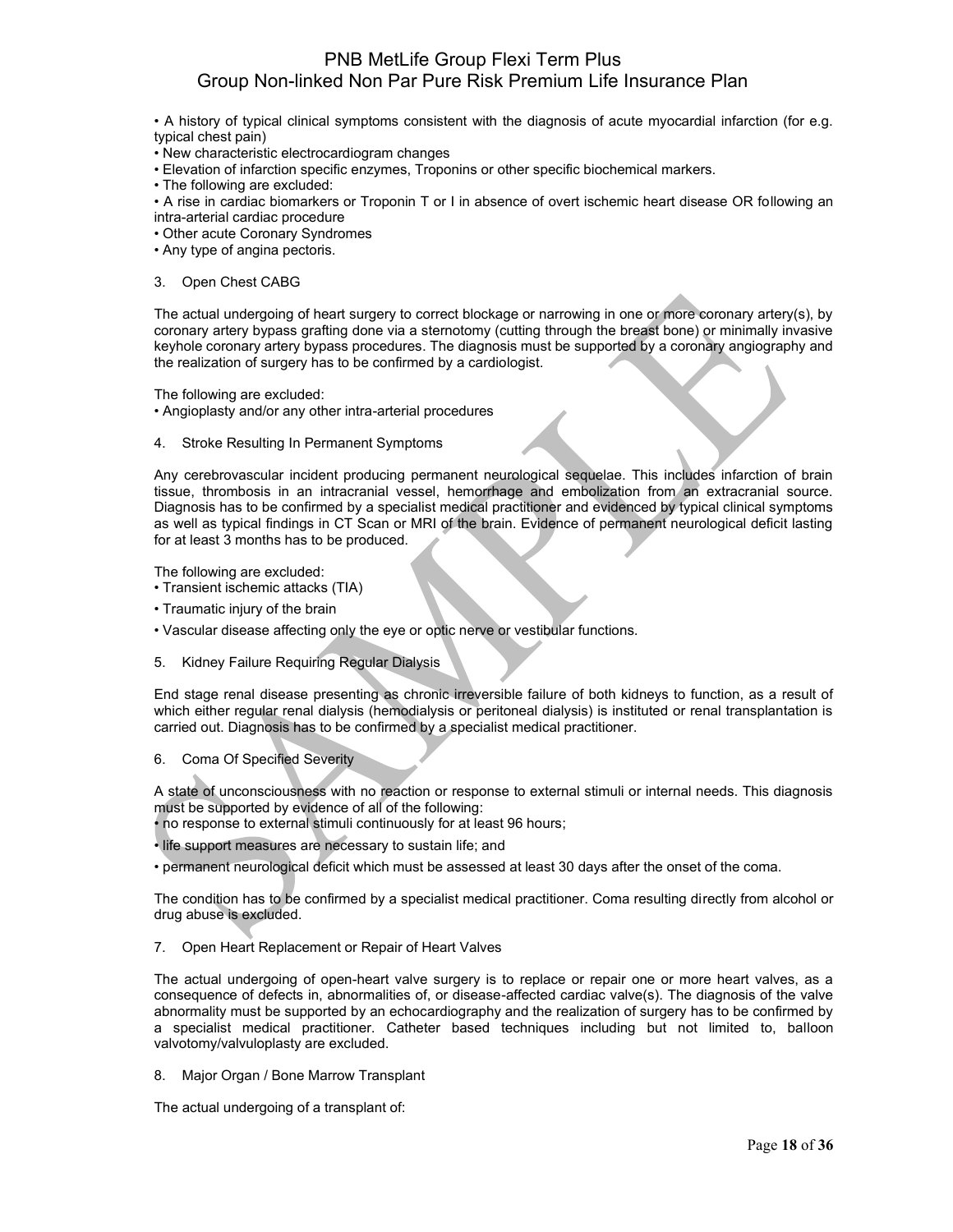• A history of typical clinical symptoms consistent with the diagnosis of acute myocardial infarction (for e.g. typical chest pain)
• New characteristic electrocardiogram changes
• Elevation of infarction specific enzymes, Troponins or other specific biochemical markers.
• The following are excluded:
• A rise in cardiac biomarkers or Troponin T or I in absence of overt ischemic heart disease OR following an intra-arterial cardiac procedure
• Other acute Coronary Syndromes
• Any type of angina pectoris.

3. Open Chest CABG

The actual undergoing of heart surgery to correct blockage or narrowing in one or more coronary artery(s), by coronary artery bypass grafting done via a sternotomy (cutting through the breast bone) or minimally invasive keyhole coronary artery bypass procedures. The diagnosis must be supported by a coronary angiography and the realization of surgery has to be confirmed by a cardiologist.

The following are excluded:
• Angioplasty and/or any other intra-arterial procedures

4. Stroke Resulting In Permanent Symptoms

Any cerebrovascular incident producing permanent neurological sequelae. This includes infarction of brain tissue, thrombosis in an intracranial vessel, hemorrhage and embolization from an extracranial source. Diagnosis has to be confirmed by a specialist medical practitioner and evidenced by typical clinical symptoms as well as typical findings in CT Scan or MRI of the brain. Evidence of permanent neurological deficit lasting for at least 3 months has to be produced.

The following are excluded:
• Transient ischemic attacks (TIA)
• Traumatic injury of the brain
• Vascular disease affecting only the eye or optic nerve or vestibular functions.

5. Kidney Failure Requiring Regular Dialysis

End stage renal disease presenting as chronic irreversible failure of both kidneys to function, as a result of which either regular renal dialysis (hemodialysis or peritoneal dialysis) is instituted or renal transplantation is carried out. Diagnosis has to be confirmed by a specialist medical practitioner.

6. Coma Of Specified Severity

A state of unconsciousness with no reaction or response to external stimuli or internal needs. This diagnosis must be supported by evidence of all of the following:
• no response to external stimuli continuously for at least 96 hours;
• life support measures are necessary to sustain life; and
• permanent neurological deficit which must be assessed at least 30 days after the onset of the coma.

The condition has to be confirmed by a specialist medical practitioner. Coma resulting directly from alcohol or drug abuse is excluded.

7. Open Heart Replacement or Repair of Heart Valves

The actual undergoing of open-heart valve surgery is to replace or repair one or more heart valves, as a consequence of defects in, abnormalities of, or disease-affected cardiac valve(s). The diagnosis of the valve abnormality must be supported by an echocardiography and the realization of surgery has to be confirmed by a specialist medical practitioner. Catheter based techniques including but not limited to, balloon valvotomy/valvuloplasty are excluded.

8. Major Organ / Bone Marrow Transplant

The actual undergoing of a transplant of: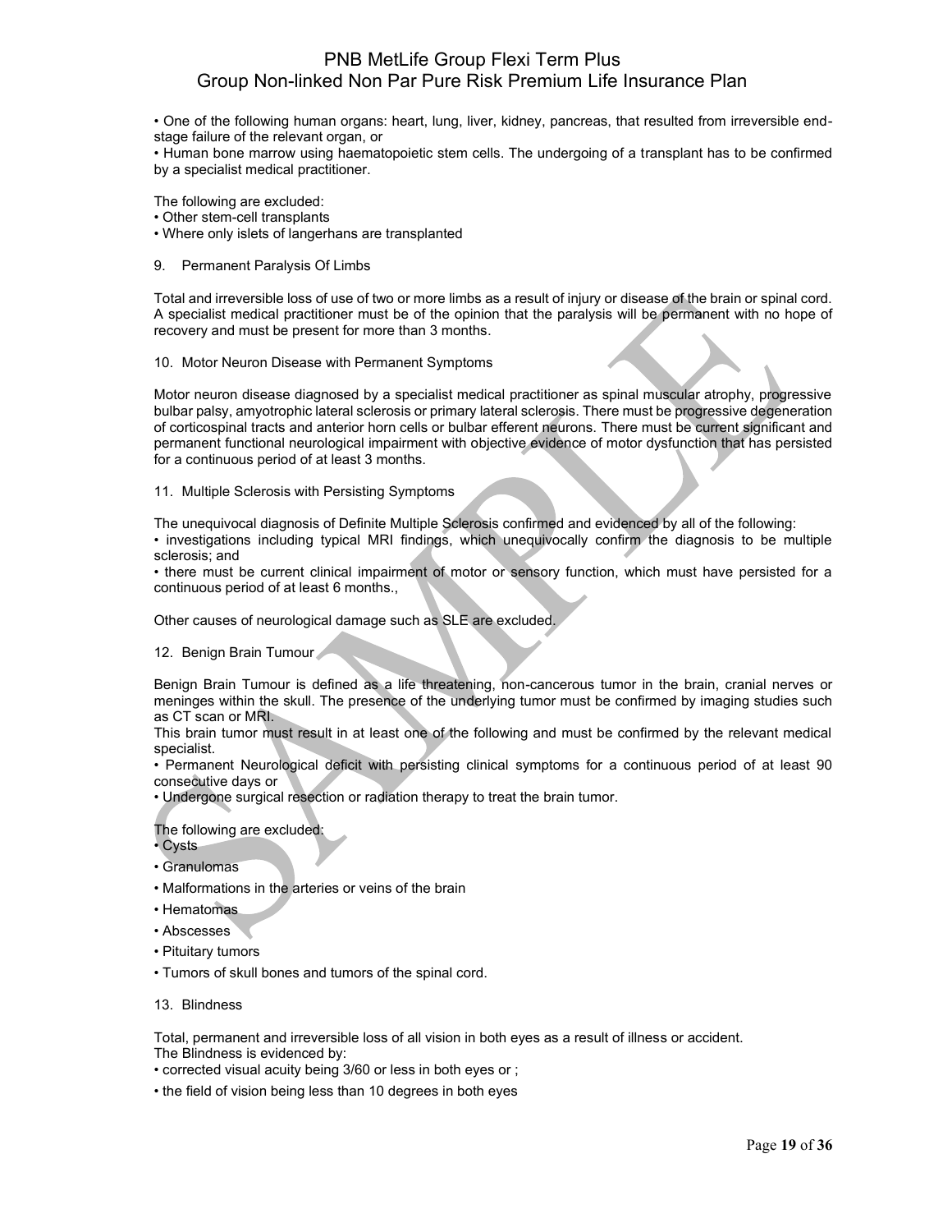• One of the following human organs: heart, lung, liver, kidney, pancreas, that resulted from irreversible end-stage failure of the relevant organ, or

• Human bone marrow using haematopoietic stem cells. The undergoing of a transplant has to be confirmed by a specialist medical practitioner.

The following are excluded:

• Other stem-cell transplants
• Where only islets of langerhans are transplanted

9. Permanent Paralysis Of Limbs

Total and irreversible loss of use of two or more limbs as a result of injury or disease of the brain or spinal cord. A specialist medical practitioner must be of the opinion that the paralysis will be permanent with no hope of recovery and must be present for more than 3 months.

10. Motor Neuron Disease with Permanent Symptoms

Motor neuron disease diagnosed by a specialist medical practitioner as spinal muscular atrophy, progressive bulbar palsy, amyotrophic lateral sclerosis or primary lateral sclerosis. There must be progressive degeneration of corticospinal tracts and anterior horn cells or bulbar efferent neurons. There must be current significant and permanent functional neurological impairment with objective evidence of motor dysfunction that has persisted for a continuous period of at least 3 months.

11. Multiple Sclerosis with Persisting Symptoms

The unequivocal diagnosis of Definite Multiple Sclerosis confirmed and evidenced by all of the following:

• investigations including typical MRI findings, which unequivocally confirm the diagnosis to be multiple sclerosis; and
• there must be current clinical impairment of motor or sensory function, which must have persisted for a continuous period of at least 6 months.,

Other causes of neurological damage such as SLE are excluded.

12. Benign Brain Tumour

Benign Brain Tumour is defined as a life threatening, non-cancerous tumor in the brain, cranial nerves or meninges within the skull. The presence of the underlying tumor must be confirmed by imaging studies such as CT scan or MRI.

This brain tumor must result in at least one of the following and must be confirmed by the relevant medical specialist.

• Permanent Neurological deficit with persisting clinical symptoms for a continuous period of at least 90 consecutive days or
• Undergone surgical resection or radiation therapy to treat the brain tumor.

The following are excluded:

• Cysts
• Granulomas
• Malformations in the arteries or veins of the brain
• Hematomas
• Abscesses
• Pituitary tumors
• Tumors of skull bones and tumors of the spinal cord.

13. Blindness

Total, permanent and irreversible loss of all vision in both eyes as a result of illness or accident.

The Blindness is evidenced by:

• corrected visual acuity being 3/60 or less in both eyes or ;
• the field of vision being less than 10 degrees in both eyes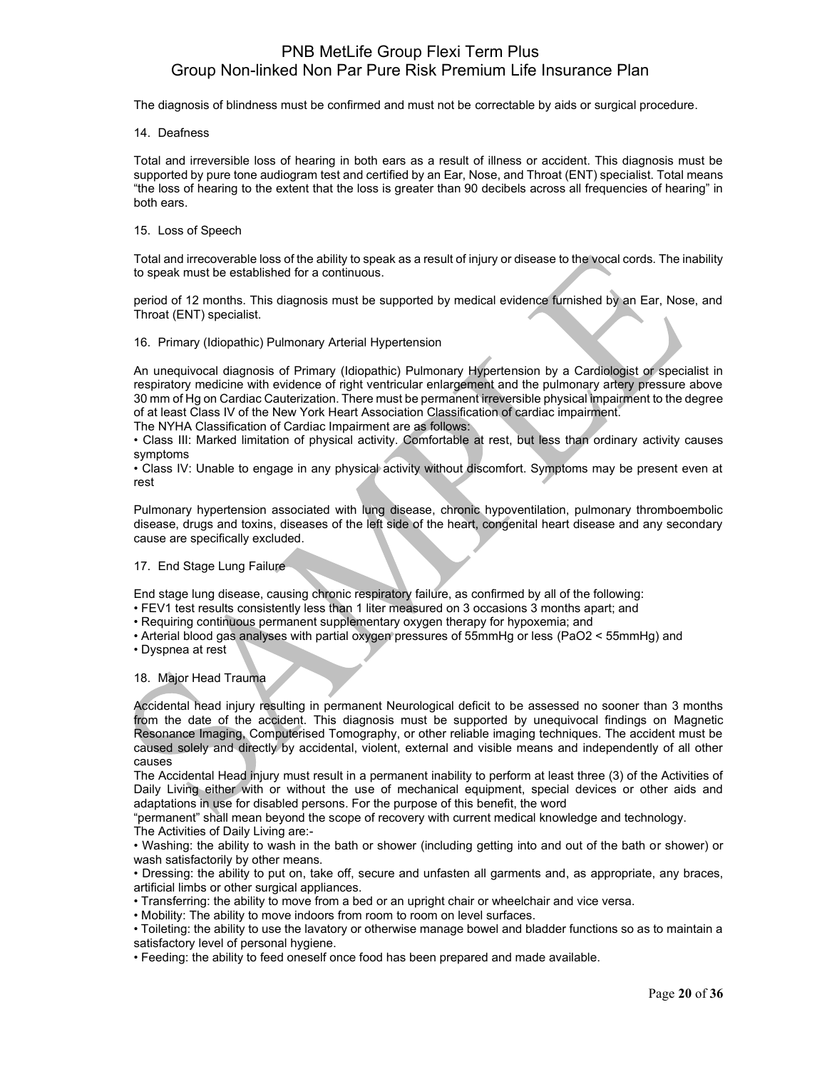The diagnosis of blindness must be confirmed and must not be correctable by aids or surgical procedure.

14. Deafness

Total and irreversible loss of hearing in both ears as a result of illness or accident. This diagnosis must be supported by pure tone audiogram test and certified by an Ear, Nose, and Throat (ENT) specialist. Total means "the loss of hearing to the extent that the loss is greater than 90 decibels across all frequencies of hearing" in both ears.

15. Loss of Speech

Total and irrecoverable loss of the ability to speak as a result of injury or disease to the vocal cords. The inability to speak must be established for a continuous.

period of 12 months. This diagnosis must be supported by medical evidence furnished by an Ear, Nose, and Throat (ENT) specialist.

16. Primary (Idiopathic) Pulmonary Arterial Hypertension

An unequivocal diagnosis of Primary (Idiopathic) Pulmonary Hypertension by a Cardiologist or specialist in respiratory medicine with evidence of right ventricular enlargement and the pulmonary artery pressure above 30 mm of Hg on Cardiac Cauterization. There must be permanent irreversible physical impairment to the degree of at least Class IV of the New York Heart Association Classification of cardiac impairment.
The NYHA Classification of Cardiac Impairment are as follows:

- Class III: Marked limitation of physical activity. Comfortable at rest, but less than ordinary activity causes symptoms
- Class IV: Unable to engage in any physical activity without discomfort. Symptoms may be present even at rest

Pulmonary hypertension associated with lung disease, chronic hypoventilation, pulmonary thromboembolic disease, drugs and toxins, diseases of the left side of the heart, congenital heart disease and any secondary cause are specifically excluded.

17. End Stage Lung Failure

End stage lung disease, causing chronic respiratory failure, as confirmed by all of the following:

- FEV1 test results consistently less than 1 liter measured on 3 occasions 3 months apart; and
- Requiring continuous permanent supplementary oxygen therapy for hypoxemia; and
- Arterial blood gas analyses with partial oxygen pressures of 55mmHg or less (PaO2 < 55mmHg) and
- Dyspnea at rest

18. Major Head Trauma

Accidental head injury resulting in permanent Neurological deficit to be assessed no sooner than 3 months from the date of the accident. This diagnosis must be supported by unequivocal findings on Magnetic Resonance Imaging, Computerised Tomography, or other reliable imaging techniques. The accident must be caused solely and directly by accidental, violent, external and visible means and independently of all other causes
The Accidental Head injury must result in a permanent inability to perform at least three (3) of the Activities of Daily Living either with or without the use of mechanical equipment, special devices or other aids and adaptations in use for disabled persons. For the purpose of this benefit, the word
"permanent" shall mean beyond the scope of recovery with current medical knowledge and technology.
The Activities of Daily Living are:-

- Washing: the ability to wash in the bath or shower (including getting into and out of the bath or shower) or wash satisfactorily by other means.
- Dressing: the ability to put on, take off, secure and unfasten all garments and, as appropriate, any braces, artificial limbs or other surgical appliances.
- Transferring: the ability to move from a bed or an upright chair or wheelchair and vice versa.
- Mobility: The ability to move indoors from room to room on level surfaces.
- Toileting: the ability to use the lavatory or otherwise manage bowel and bladder functions so as to maintain a satisfactory level of personal hygiene.
- Feeding: the ability to feed oneself once food has been prepared and made available.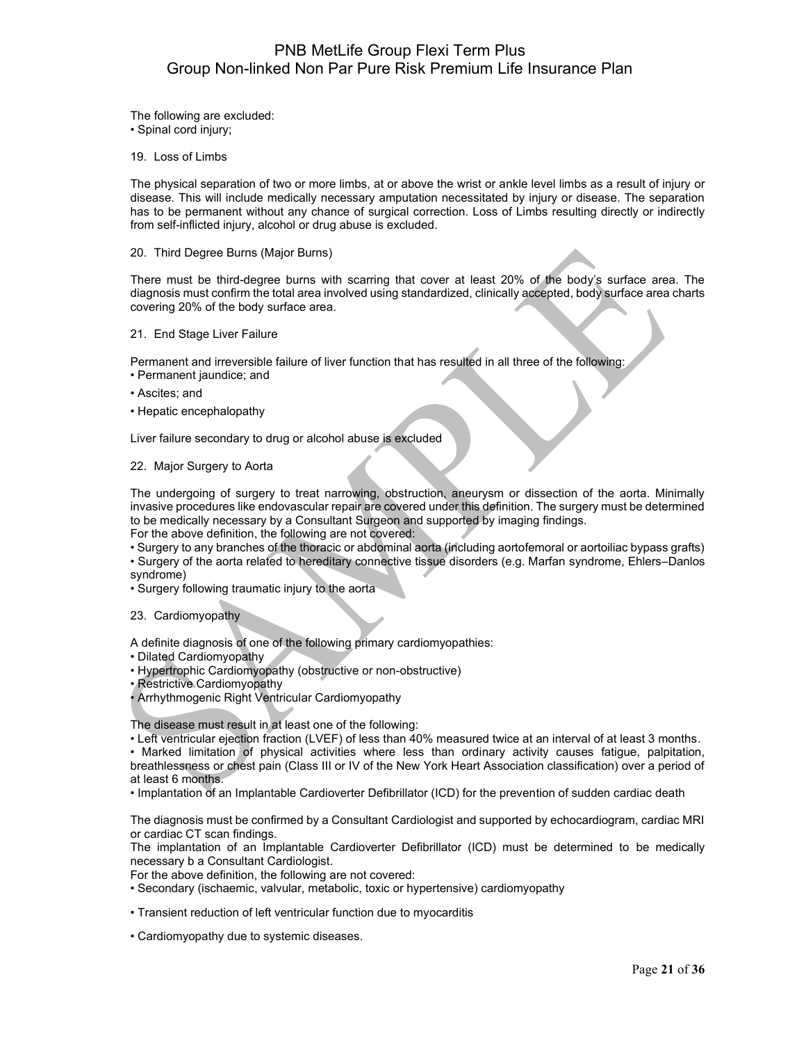The following are excluded:

- Spinal cord injury;

19. Loss of Limbs

The physical separation of two or more limbs, at or above the wrist or ankle level limbs as a result of injury or disease. This will include medically necessary amputation necessitated by injury or disease. The separation has to be permanent without any chance of surgical correction. Loss of Limbs resulting directly or indirectly from self-inflicted injury, alcohol or drug abuse is excluded.

20. Third Degree Burns (Major Burns)

There must be third-degree burns with scarring that cover at least 20% of the body's surface area. The diagnosis must confirm the total area involved using standardized, clinically accepted, body surface area charts covering 20% of the body surface area.

21. End Stage Liver Failure

Permanent and irreversible failure of liver function that has resulted in all three of the following:

- Permanent jaundice; and
- Ascites; and
- Hepatic encephalopathy

Liver failure secondary to drug or alcohol abuse is excluded

22. Major Surgery to Aorta

The undergoing of surgery to treat narrowing, obstruction, aneurysm or dissection of the aorta. Minimally invasive procedures like endovascular repair are covered under this definition. The surgery must be determined to be medically necessary by a Consultant Surgeon and supported by imaging findings.
For the above definition, the following are not covered:

- Surgery to any branches of the thoracic or abdominal aorta (including aortofemoral or aortoiliac bypass grafts)
- Surgery of the aorta related to hereditary connective tissue disorders (e.g. Marfan syndrome, Ehlers–Danlos syndrome)
- Surgery following traumatic injury to the aorta

23. Cardiomyopathy

A definite diagnosis of one of the following primary cardiomyopathies:

- Dilated Cardiomyopathy
- Hypertrophic Cardiomyopathy (obstructive or non-obstructive)
- Restrictive Cardiomyopathy
- Arrhythmogenic Right Ventricular Cardiomyopathy

The disease must result in at least one of the following:

- Left ventricular ejection fraction (LVEF) of less than 40% measured twice at an interval of at least 3 months.
- Marked limitation of physical activities where less than ordinary activity causes fatigue, palpitation, breathlessness or chest pain (Class III or IV of the New York Heart Association classification) over a period of at least 6 months.
- Implantation of an Implantable Cardioverter Defibrillator (ICD) for the prevention of sudden cardiac death

The diagnosis must be confirmed by a Consultant Cardiologist and supported by echocardiogram, cardiac MRI or cardiac CT scan findings.
The implantation of an Implantable Cardioverter Defibrillator (ICD) must be determined to be medically necessary b a Consultant Cardiologist.
For the above definition, the following are not covered:

- Secondary (ischaemic, valvular, metabolic, toxic or hypertensive) cardiomyopathy
- Transient reduction of left ventricular function due to myocarditis
- Cardiomyopathy due to systemic diseases.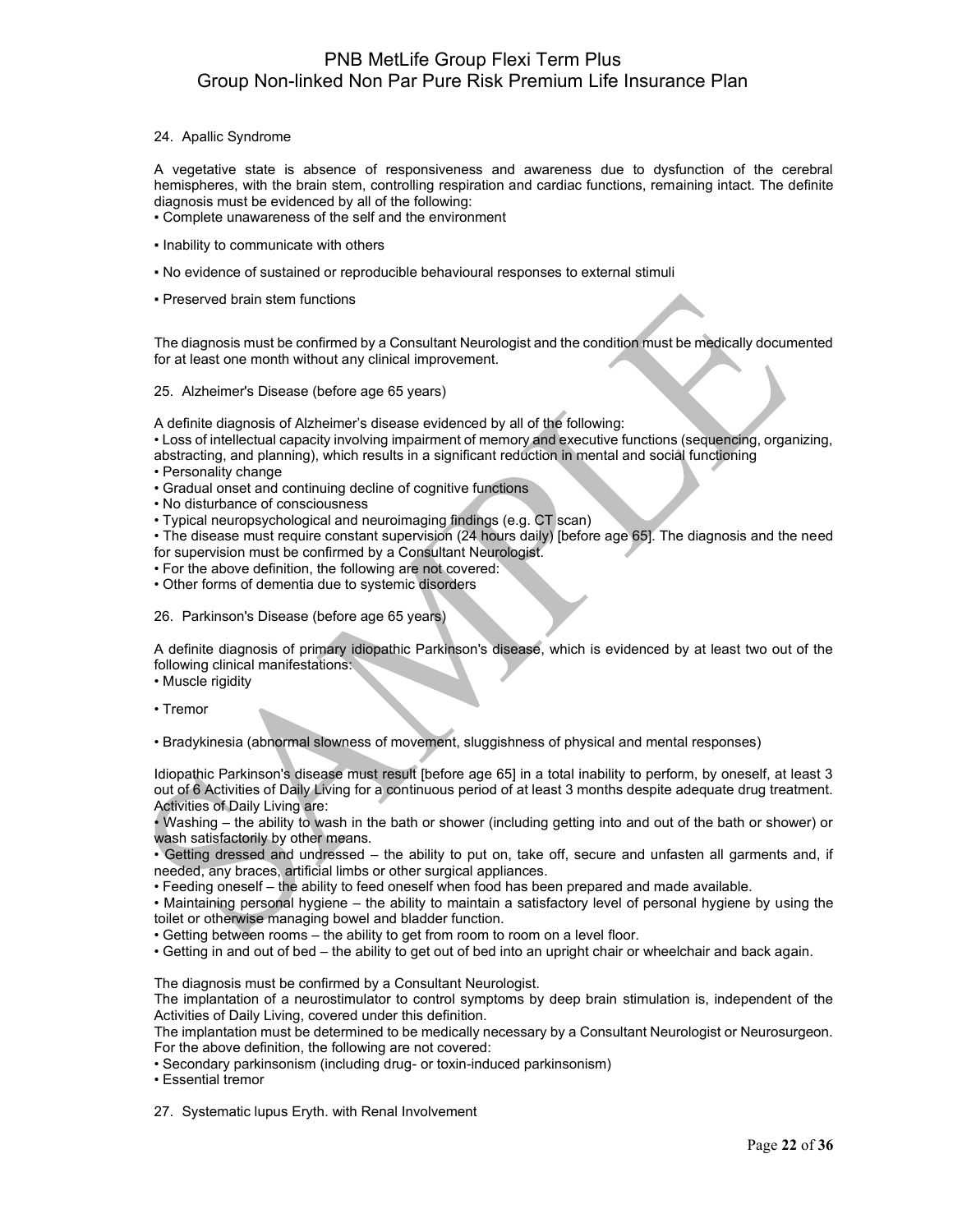24. Apallic Syndrome

A vegetative state is absence of responsiveness and awareness due to dysfunction of the cerebral hemispheres, with the brain stem, controlling respiration and cardiac functions, remaining intact. The definite diagnosis must be evidenced by all of the following:

- Complete unawareness of the self and the environment
- Inability to communicate with others
- No evidence of sustained or reproducible behavioural responses to external stimuli
- Preserved brain stem functions

The diagnosis must be confirmed by a Consultant Neurologist and the condition must be medically documented for at least one month without any clinical improvement.

25. Alzheimer's Disease (before age 65 years)

A definite diagnosis of Alzheimer's disease evidenced by all of the following:

- Loss of intellectual capacity involving impairment of memory and executive functions (sequencing, organizing, abstracting, and planning), which results in a significant reduction in mental and social functioning
- Personality change
- Gradual onset and continuing decline of cognitive functions
- No disturbance of consciousness
- Typical neuropsychological and neuroimaging findings (e.g. CT scan)
- The disease must require constant supervision (24 hours daily) [before age 65]. The diagnosis and the need for supervision must be confirmed by a Consultant Neurologist.
- For the above definition, the following are not covered:
- Other forms of dementia due to systemic disorders

26. Parkinson's Disease (before age 65 years)

A definite diagnosis of primary idiopathic Parkinson's disease, which is evidenced by at least two out of the following clinical manifestations:

- Muscle rigidity
- Tremor
- Bradykinesia (abnormal slowness of movement, sluggishness of physical and mental responses)

Idiopathic Parkinson's disease must result [before age 65] in a total inability to perform, by oneself, at least 3 out of 6 Activities of Daily Living for a continuous period of at least 3 months despite adequate drug treatment. Activities of Daily Living are:

- Washing – the ability to wash in the bath or shower (including getting into and out of the bath or shower) or wash satisfactorily by other means.
- Getting dressed and undressed – the ability to put on, take off, secure and unfasten all garments and, if needed, any braces, artificial limbs or other surgical appliances.
- Feeding oneself – the ability to feed oneself when food has been prepared and made available.
- Maintaining personal hygiene – the ability to maintain a satisfactory level of personal hygiene by using the toilet or otherwise managing bowel and bladder function.
- Getting between rooms – the ability to get from room to room on a level floor.
- Getting in and out of bed – the ability to get out of bed into an upright chair or wheelchair and back again.

The diagnosis must be confirmed by a Consultant Neurologist.
The implantation of a neurostimulator to control symptoms by deep brain stimulation is, independent of the Activities of Daily Living, covered under this definition.
The implantation must be determined to be medically necessary by a Consultant Neurologist or Neurosurgeon.
For the above definition, the following are not covered:

- Secondary parkinsonism (including drug- or toxin-induced parkinsonism)
- Essential tremor

27. Systematic lupus Eryth. with Renal Involvement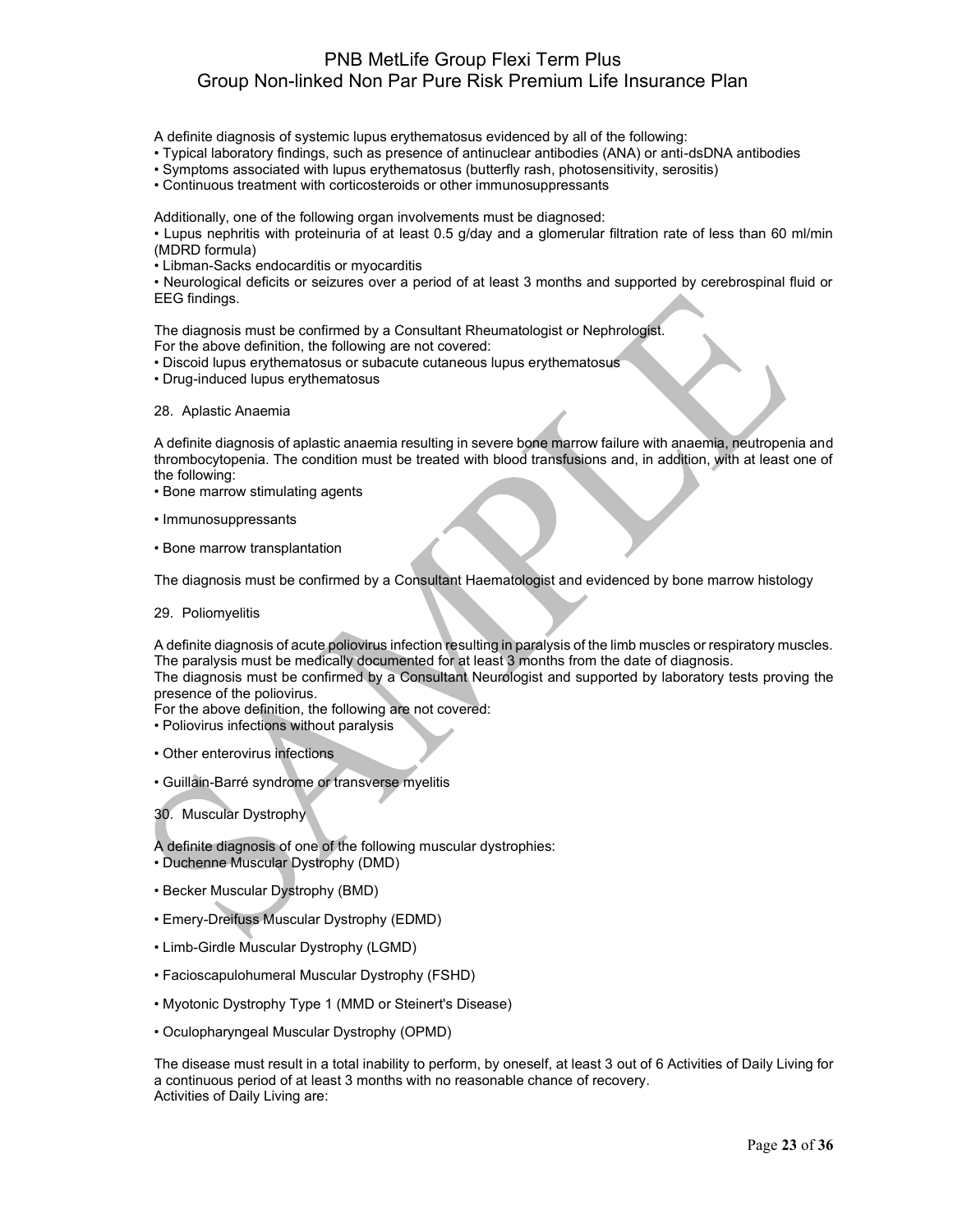A definite diagnosis of systemic lupus erythematosus evidenced by all of the following:

- Typical laboratory findings, such as presence of antinuclear antibodies (ANA) or anti-dsDNA antibodies
- Symptoms associated with lupus erythematosus (butterfly rash, photosensitivity, serositis)
- Continuous treatment with corticosteroids or other immunosuppressants

Additionally, one of the following organ involvements must be diagnosed:

- Lupus nephritis with proteinuria of at least 0.5 g/day and a glomerular filtration rate of less than 60 ml/min (MDRD formula)
- Libman-Sacks endocarditis or myocarditis
- Neurological deficits or seizures over a period of at least 3 months and supported by cerebrospinal fluid or EEG findings.

The diagnosis must be confirmed by a Consultant Rheumatologist or Nephrologist.
For the above definition, the following are not covered:

- Discoid lupus erythematosus or subacute cutaneous lupus erythematosus
- Drug-induced lupus erythematosus

28. Aplastic Anaemia

A definite diagnosis of aplastic anaemia resulting in severe bone marrow failure with anaemia, neutropenia and thrombocytopenia. The condition must be treated with blood transfusions and, in addition, with at least one of the following:

- Bone marrow stimulating agents
- Immunosuppressants
- Bone marrow transplantation

The diagnosis must be confirmed by a Consultant Haematologist and evidenced by bone marrow histology

29. Poliomyelitis

A definite diagnosis of acute poliovirus infection resulting in paralysis of the limb muscles or respiratory muscles. The paralysis must be medically documented for at least 3 months from the date of diagnosis.
The diagnosis must be confirmed by a Consultant Neurologist and supported by laboratory tests proving the presence of the poliovirus.
For the above definition, the following are not covered:

- Poliovirus infections without paralysis
- Other enterovirus infections
- Guillain-Barré syndrome or transverse myelitis

30. Muscular Dystrophy

A definite diagnosis of one of the following muscular dystrophies:

- Duchenne Muscular Dystrophy (DMD)
- Becker Muscular Dystrophy (BMD)
- Emery-Dreifuss Muscular Dystrophy (EDMD)
- Limb-Girdle Muscular Dystrophy (LGMD)
- Facioscapulohumeral Muscular Dystrophy (FSHD)
- Myotonic Dystrophy Type 1 (MMD or Steinert's Disease)
- Oculopharyngeal Muscular Dystrophy (OPMD)

The disease must result in a total inability to perform, by oneself, at least 3 out of 6 Activities of Daily Living for a continuous period of at least 3 months with no reasonable chance of recovery.
Activities of Daily Living are: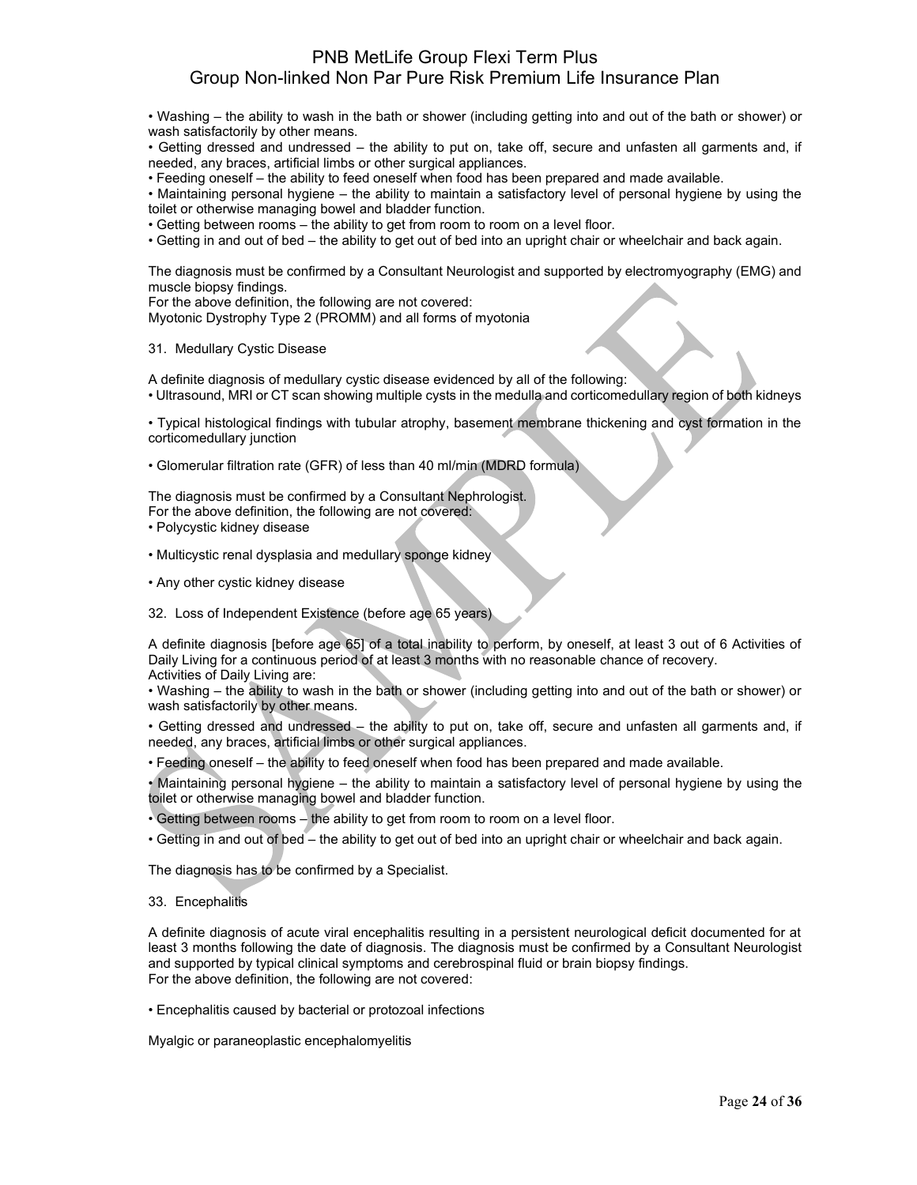• Washing – the ability to wash in the bath or shower (including getting into and out of the bath or shower) or wash satisfactorily by other means.

• Getting dressed and undressed – the ability to put on, take off, secure and unfasten all garments and, if needed, any braces, artificial limbs or other surgical appliances.

• Feeding oneself – the ability to feed oneself when food has been prepared and made available.

• Maintaining personal hygiene – the ability to maintain a satisfactory level of personal hygiene by using the toilet or otherwise managing bowel and bladder function.

• Getting between rooms – the ability to get from room to room on a level floor.

• Getting in and out of bed – the ability to get out of bed into an upright chair or wheelchair and back again.

The diagnosis must be confirmed by a Consultant Neurologist and supported by electromyography (EMG) and muscle biopsy findings.
For the above definition, the following are not covered:
Myotonic Dystrophy Type 2 (PROMM) and all forms of myotonia

31. Medullary Cystic Disease

A definite diagnosis of medullary cystic disease evidenced by all of the following:

• Ultrasound, MRI or CT scan showing multiple cysts in the medulla and corticomedullary region of both kidneys

• Typical histological findings with tubular atrophy, basement membrane thickening and cyst formation in the corticomedullary junction

• Glomerular filtration rate (GFR) of less than 40 ml/min (MDRD formula)

The diagnosis must be confirmed by a Consultant Nephrologist.
For the above definition, the following are not covered:

• Polycystic kidney disease

• Multicystic renal dysplasia and medullary sponge kidney

• Any other cystic kidney disease

32. Loss of Independent Existence (before age 65 years)

A definite diagnosis [before age 65] of a total inability to perform, by oneself, at least 3 out of 6 Activities of Daily Living for a continuous period of at least 3 months with no reasonable chance of recovery.
Activities of Daily Living are:

• Washing – the ability to wash in the bath or shower (including getting into and out of the bath or shower) or wash satisfactorily by other means.

• Getting dressed and undressed – the ability to put on, take off, secure and unfasten all garments and, if needed, any braces, artificial limbs or other surgical appliances.

• Feeding oneself – the ability to feed oneself when food has been prepared and made available.

• Maintaining personal hygiene – the ability to maintain a satisfactory level of personal hygiene by using the toilet or otherwise managing bowel and bladder function.

• Getting between rooms – the ability to get from room to room on a level floor.

• Getting in and out of bed – the ability to get out of bed into an upright chair or wheelchair and back again.

The diagnosis has to be confirmed by a Specialist.

33. Encephalitis

A definite diagnosis of acute viral encephalitis resulting in a persistent neurological deficit documented for at least 3 months following the date of diagnosis. The diagnosis must be confirmed by a Consultant Neurologist and supported by typical clinical symptoms and cerebrospinal fluid or brain biopsy findings.
For the above definition, the following are not covered:

• Encephalitis caused by bacterial or protozoal infections

Myalgic or paraneoplastic encephalomyelitis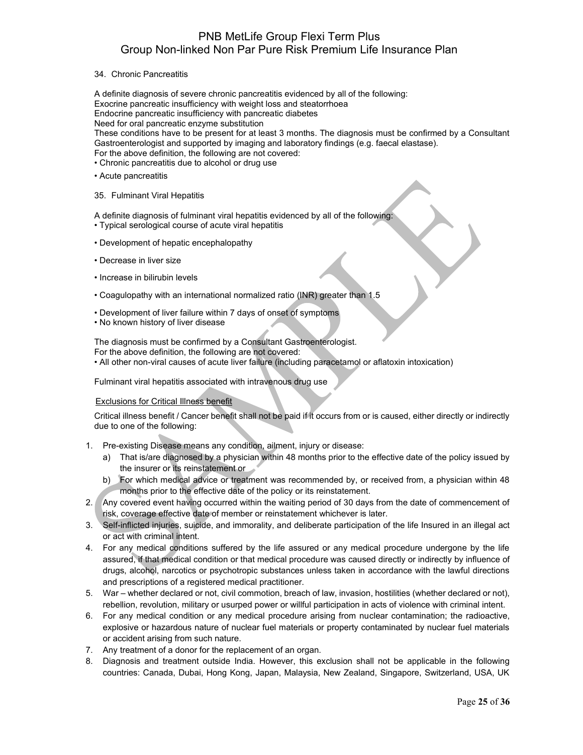34. Chronic Pancreatitis

A definite diagnosis of severe chronic pancreatitis evidenced by all of the following:
Exocrine pancreatic insufficiency with weight loss and steatorrhoea
Endocrine pancreatic insufficiency with pancreatic diabetes
Need for oral pancreatic enzyme substitution
These conditions have to be present for at least 3 months. The diagnosis must be confirmed by a Consultant Gastroenterologist and supported by imaging and laboratory findings (e.g. faecal elastase).
For the above definition, the following are not covered:

- Chronic pancreatitis due to alcohol or drug use
- Acute pancreatitis

35. Fulminant Viral Hepatitis

A definite diagnosis of fulminant viral hepatitis evidenced by all of the following:

- Typical serological course of acute viral hepatitis
- Development of hepatic encephalopathy
- Decrease in liver size
- Increase in bilirubin levels
- Coagulopathy with an international normalized ratio (INR) greater than 1.5
- Development of liver failure within 7 days of onset of symptoms
- No known history of liver disease

The diagnosis must be confirmed by a Consultant Gastroenterologist.
For the above definition, the following are not covered:

- All other non-viral causes of acute liver failure (including paracetamol or aflatoxin intoxication)

Fulminant viral hepatitis associated with intravenous drug use

<u>Exclusions for Critical Illness benefit</u>

Critical illness benefit / Cancer benefit shall not be paid if it occurs from or is caused, either directly or indirectly due to one of the following:

1. Pre-existing Disease means any condition, ailment, injury or disease:
   a) That is/are diagnosed by a physician within 48 months prior to the effective date of the policy issued by the insurer or its reinstatement or
   b) For which medical advice or treatment was recommended by, or received from, a physician within 48 months prior to the effective date of the policy or its reinstatement.
2. Any covered event having occurred within the waiting period of 30 days from the date of commencement of risk, coverage effective date of member or reinstatement whichever is later.
3. Self-inflicted injuries, suicide, and immorality, and deliberate participation of the life Insured in an illegal act or act with criminal intent.
4. For any medical conditions suffered by the life assured or any medical procedure undergone by the life assured, if that medical condition or that medical procedure was caused directly or indirectly by influence of drugs, alcohol, narcotics or psychotropic substances unless taken in accordance with the lawful directions and prescriptions of a registered medical practitioner.
5. War – whether declared or not, civil commotion, breach of law, invasion, hostilities (whether declared or not), rebellion, revolution, military or usurped power or willful participation in acts of violence with criminal intent.
6. For any medical condition or any medical procedure arising from nuclear contamination; the radioactive, explosive or hazardous nature of nuclear fuel materials or property contaminated by nuclear fuel materials or accident arising from such nature.
7. Any treatment of a donor for the replacement of an organ.
8. Diagnosis and treatment outside India. However, this exclusion shall not be applicable in the following countries: Canada, Dubai, Hong Kong, Japan, Malaysia, New Zealand, Singapore, Switzerland, USA, UK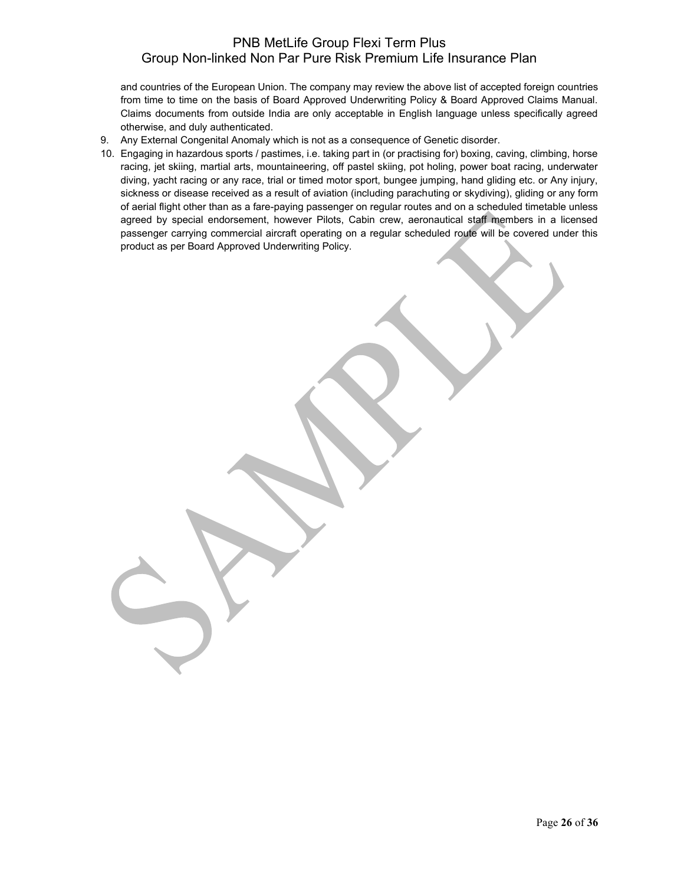and countries of the European Union. The company may review the above list of accepted foreign countries from time to time on the basis of Board Approved Underwriting Policy & Board Approved Claims Manual. Claims documents from outside India are only acceptable in English language unless specifically agreed otherwise, and duly authenticated.

9. Any External Congenital Anomaly which is not as a consequence of Genetic disorder.
10. Engaging in hazardous sports / pastimes, i.e. taking part in (or practising for) boxing, caving, climbing, horse racing, jet skiing, martial arts, mountaineering, off pastel skiing, pot holing, power boat racing, underwater diving, yacht racing or any race, trial or timed motor sport, bungee jumping, hand gliding etc. or Any injury, sickness or disease received as a result of aviation (including parachuting or skydiving), gliding or any form of aerial flight other than as a fare-paying passenger on regular routes and on a scheduled timetable unless agreed by special endorsement, however Pilots, Cabin crew, aeronautical staff members in a licensed passenger carrying commercial aircraft operating on a regular scheduled route will be covered under this product as per Board Approved Underwriting Policy.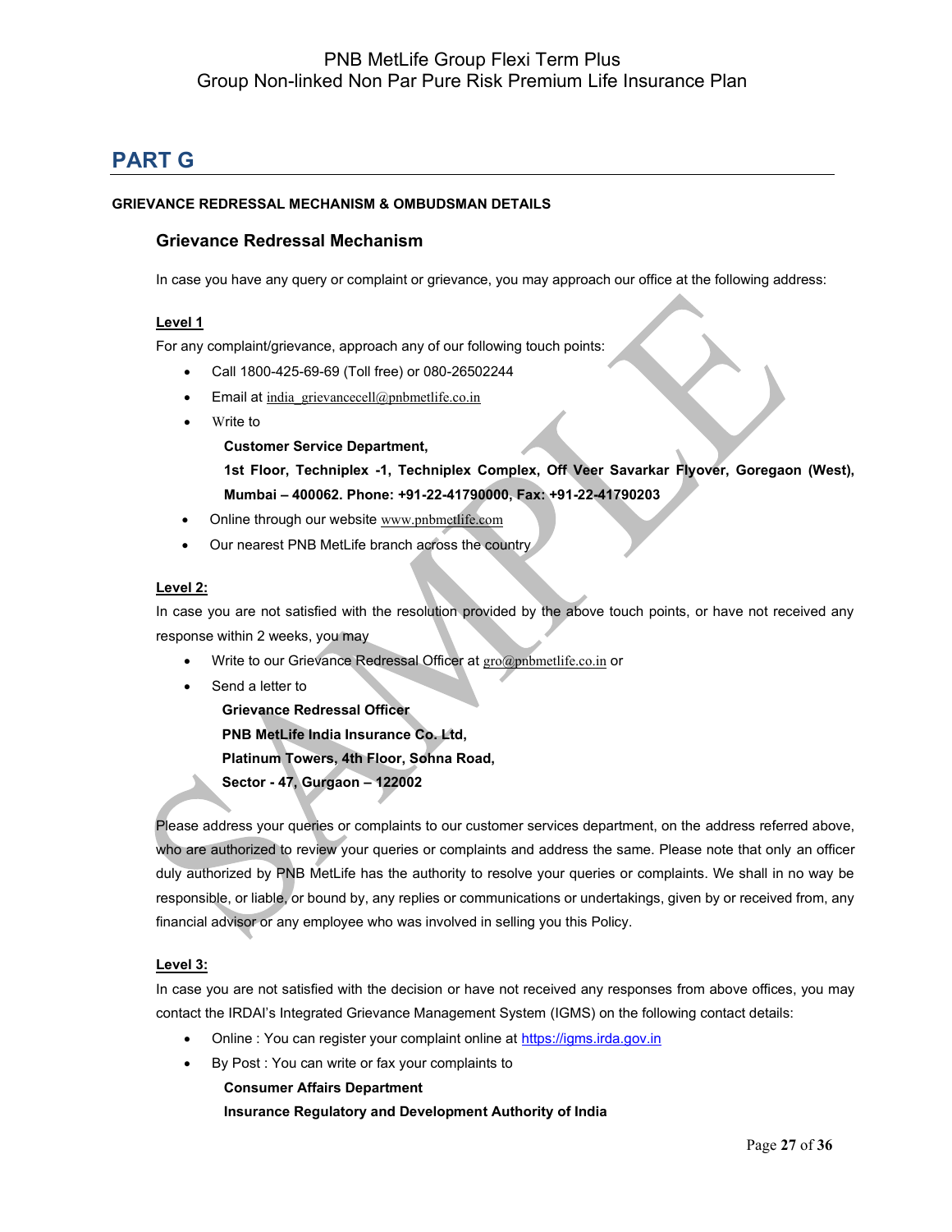# PART G

**GRIEVANCE REDRESSAL MECHANISM & OMBUDSMAN DETAILS**

## Grievance Redressal Mechanism

In case you have any query or complaint or grievance, you may approach our office at the following address:

**Level 1**

For any complaint/grievance, approach any of our following touch points:

- Call 1800-425-69-69 (Toll free) or 080-26502244
- Email at india_grievancecell@pnbmetlife.co.in
- Write to

  **Customer Service Department,**

  **1st Floor, Techniplex -1, Techniplex Complex, Off Veer Savarkar Flyover, Goregaon (West), Mumbai – 400062. Phone: +91-22-41790000, Fax: +91-22-41790203**
- Online through our website www.pnbmetlife.com
- Our nearest PNB MetLife branch across the country

**Level 2:**

In case you are not satisfied with the resolution provided by the above touch points, or have not received any response within 2 weeks, you may

- Write to our Grievance Redressal Officer at gro@pnbmetlife.co.in or
- Send a letter to

  **Grievance Redressal Officer**

  **PNB MetLife India Insurance Co. Ltd,**

  **Platinum Towers, 4th Floor, Sohna Road,**

  **Sector - 47, Gurgaon – 122002**

Please address your queries or complaints to our customer services department, on the address referred above, who are authorized to review your queries or complaints and address the same. Please note that only an officer duly authorized by PNB MetLife has the authority to resolve your queries or complaints. We shall in no way be responsible, or liable, or bound by, any replies or communications or undertakings, given by or received from, any financial advisor or any employee who was involved in selling you this Policy.

**Level 3:**

In case you are not satisfied with the decision or have not received any responses from above offices, you may contact the IRDAI's Integrated Grievance Management System (IGMS) on the following contact details:

- Online : You can register your complaint online at https://igms.irda.gov.in
- By Post : You can write or fax your complaints to

  **Consumer Affairs Department**

  **Insurance Regulatory and Development Authority of India**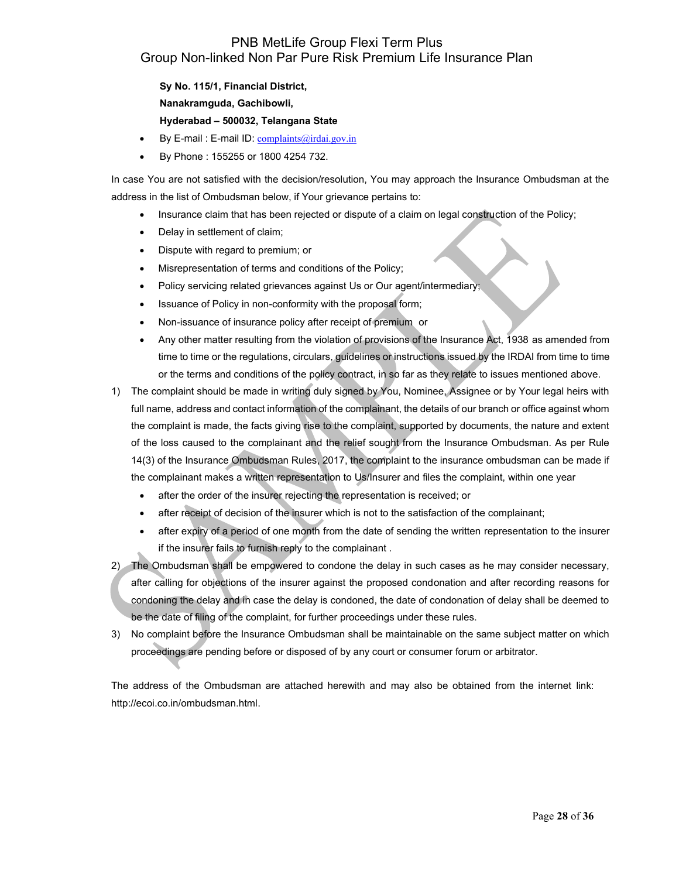**Sy No. 115/1, Financial District,**

**Nanakramguda, Gachibowli,**

**Hyderabad – 500032, Telangana State**

- By E-mail : E-mail ID: complaints@irdai.gov.in
- By Phone : 155255 or 1800 4254 732.

In case You are not satisfied with the decision/resolution, You may approach the Insurance Ombudsman at the address in the list of Ombudsman below, if Your grievance pertains to:

- Insurance claim that has been rejected or dispute of a claim on legal construction of the Policy;
- Delay in settlement of claim;
- Dispute with regard to premium; or
- Misrepresentation of terms and conditions of the Policy;
- Policy servicing related grievances against Us or Our agent/intermediary;
- Issuance of Policy in non-conformity with the proposal form;
- Non-issuance of insurance policy after receipt of premium or
- Any other matter resulting from the violation of provisions of the Insurance Act, 1938 as amended from time to time or the regulations, circulars, guidelines or instructions issued by the IRDAI from time to time or the terms and conditions of the policy contract, in so far as they relate to issues mentioned above.

1) The complaint should be made in writing duly signed by You, Nominee, Assignee or by Your legal heirs with full name, address and contact information of the complainant, the details of our branch or office against whom the complaint is made, the facts giving rise to the complaint, supported by documents, the nature and extent of the loss caused to the complainant and the relief sought from the Insurance Ombudsman. As per Rule 14(3) of the Insurance Ombudsman Rules, 2017, the complaint to the insurance ombudsman can be made if the complainant makes a written representation to Us/Insurer and files the complaint, within one year
   - after the order of the insurer rejecting the representation is received; or
   - after receipt of decision of the insurer which is not to the satisfaction of the complainant;
   - after expiry of a period of one month from the date of sending the written representation to the insurer if the insurer fails to furnish reply to the complainant .
2) The Ombudsman shall be empowered to condone the delay in such cases as he may consider necessary, after calling for objections of the insurer against the proposed condonation and after recording reasons for condoning the delay and in case the delay is condoned, the date of condonation of delay shall be deemed to be the date of filing of the complaint, for further proceedings under these rules.
3) No complaint before the Insurance Ombudsman shall be maintainable on the same subject matter on which proceedings are pending before or disposed of by any court or consumer forum or arbitrator.

The address of the Ombudsman are attached herewith and may also be obtained from the internet link: http://ecoi.co.in/ombudsman.html.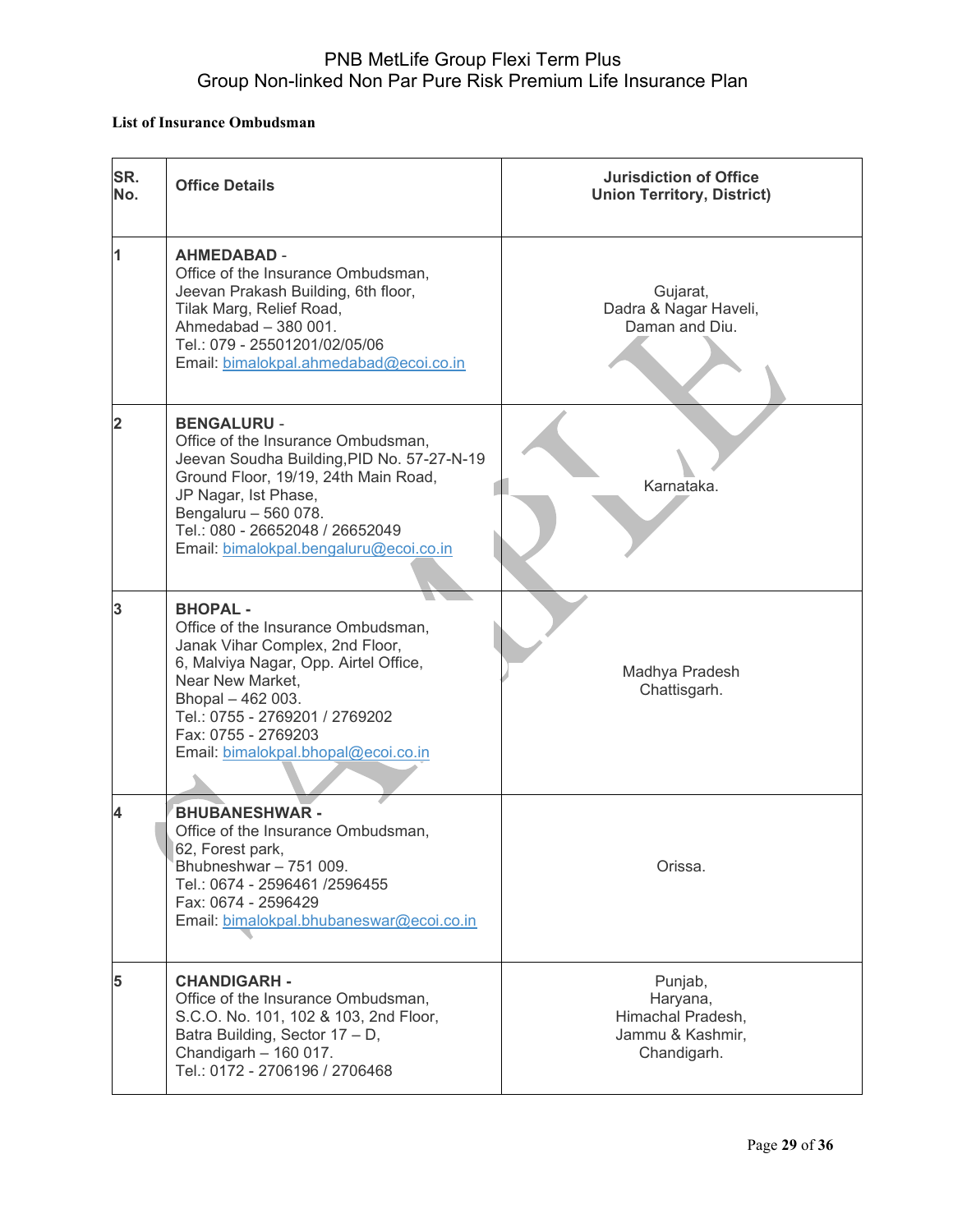**List of Insurance Ombudsman**

| SR. No. | Office Details | Jurisdiction of Office Union Territory, District) |
|---|---|---|
| 1 | **AHMEDABAD** - Office of the Insurance Ombudsman, Jeevan Prakash Building, 6th floor, Tilak Marg, Relief Road, Ahmedabad – 380 001. Tel.: 079 - 25501201/02/05/06 Email: bimalokpal.ahmedabad@ecoi.co.in | Gujarat, Dadra & Nagar Haveli, Daman and Diu. |
| 2 | **BENGALURU** - Office of the Insurance Ombudsman, Jeevan Soudha Building,PID No. 57-27-N-19 Ground Floor, 19/19, 24th Main Road, JP Nagar, Ist Phase, Bengaluru – 560 078. Tel.: 080 - 26652048 / 26652049 Email: bimalokpal.bengaluru@ecoi.co.in | Karnataka. |
| 3 | **BHOPAL -** Office of the Insurance Ombudsman, Janak Vihar Complex, 2nd Floor, 6, Malviya Nagar, Opp. Airtel Office, Near New Market, Bhopal – 462 003. Tel.: 0755 - 2769201 / 2769202 Fax: 0755 - 2769203 Email: bimalokpal.bhopal@ecoi.co.in | Madhya Pradesh Chattisgarh. |
| 4 | **BHUBANESHWAR -** Office of the Insurance Ombudsman, 62, Forest park, Bhubneshwar – 751 009. Tel.: 0674 - 2596461 /2596455 Fax: 0674 - 2596429 Email: bimalokpal.bhubaneswar@ecoi.co.in | Orissa. |
| 5 | **CHANDIGARH -** Office of the Insurance Ombudsman, S.C.O. No. 101, 102 & 103, 2nd Floor, Batra Building, Sector 17 – D, Chandigarh – 160 017. Tel.: 0172 - 2706196 / 2706468 | Punjab, Haryana, Himachal Pradesh, Jammu & Kashmir, Chandigarh. |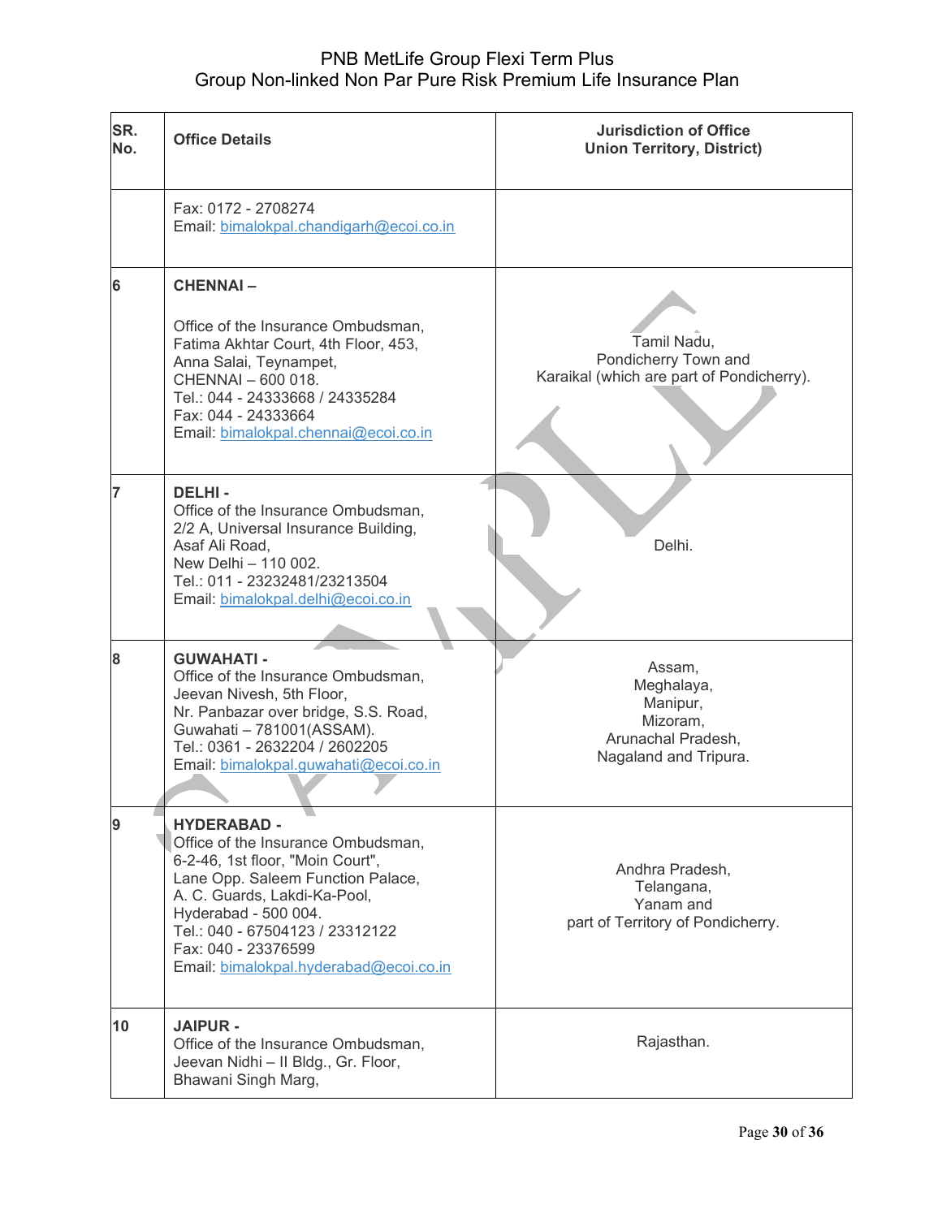| SR. No. | Office Details | Jurisdiction of Office Union Territory, District) |
|---|---|---|
| | Fax: 0172 - 2708274<br>Email: bimalokpal.chandigarh@ecoi.co.in | |
| 6 | **CHENNAI –**<br><br>Office of the Insurance Ombudsman,<br>Fatima Akhtar Court, 4th Floor, 453,<br>Anna Salai, Teynampet,<br>CHENNAI – 600 018.<br>Tel.: 044 - 24333668 / 24335284<br>Fax: 044 - 24333664<br>Email: bimalokpal.chennai@ecoi.co.in | Tamil Nadu,<br>Pondicherry Town and<br>Karaikal (which are part of Pondicherry). |
| 7 | **DELHI -**<br>Office of the Insurance Ombudsman,<br>2/2 A, Universal Insurance Building,<br>Asaf Ali Road,<br>New Delhi – 110 002.<br>Tel.: 011 - 23232481/23213504<br>Email: bimalokpal.delhi@ecoi.co.in | Delhi. |
| 8 | **GUWAHATI -**<br>Office of the Insurance Ombudsman,<br>Jeevan Nivesh, 5th Floor,<br>Nr. Panbazar over bridge, S.S. Road,<br>Guwahati – 781001(ASSAM).<br>Tel.: 0361 - 2632204 / 2602205<br>Email: bimalokpal.guwahati@ecoi.co.in | Assam,<br>Meghalaya,<br>Manipur,<br>Mizoram,<br>Arunachal Pradesh,<br>Nagaland and Tripura. |
| 9 | **HYDERABAD -**<br>Office of the Insurance Ombudsman,<br>6-2-46, 1st floor, "Moin Court",<br>Lane Opp. Saleem Function Palace,<br>A. C. Guards, Lakdi-Ka-Pool,<br>Hyderabad - 500 004.<br>Tel.: 040 - 67504123 / 23312122<br>Fax: 040 - 23376599<br>Email: bimalokpal.hyderabad@ecoi.co.in | Andhra Pradesh,<br>Telangana,<br>Yanam and<br>part of Territory of Pondicherry. |
| 10 | **JAIPUR -**<br>Office of the Insurance Ombudsman,<br>Jeevan Nidhi – II Bldg., Gr. Floor,<br>Bhawani Singh Marg, | Rajasthan. |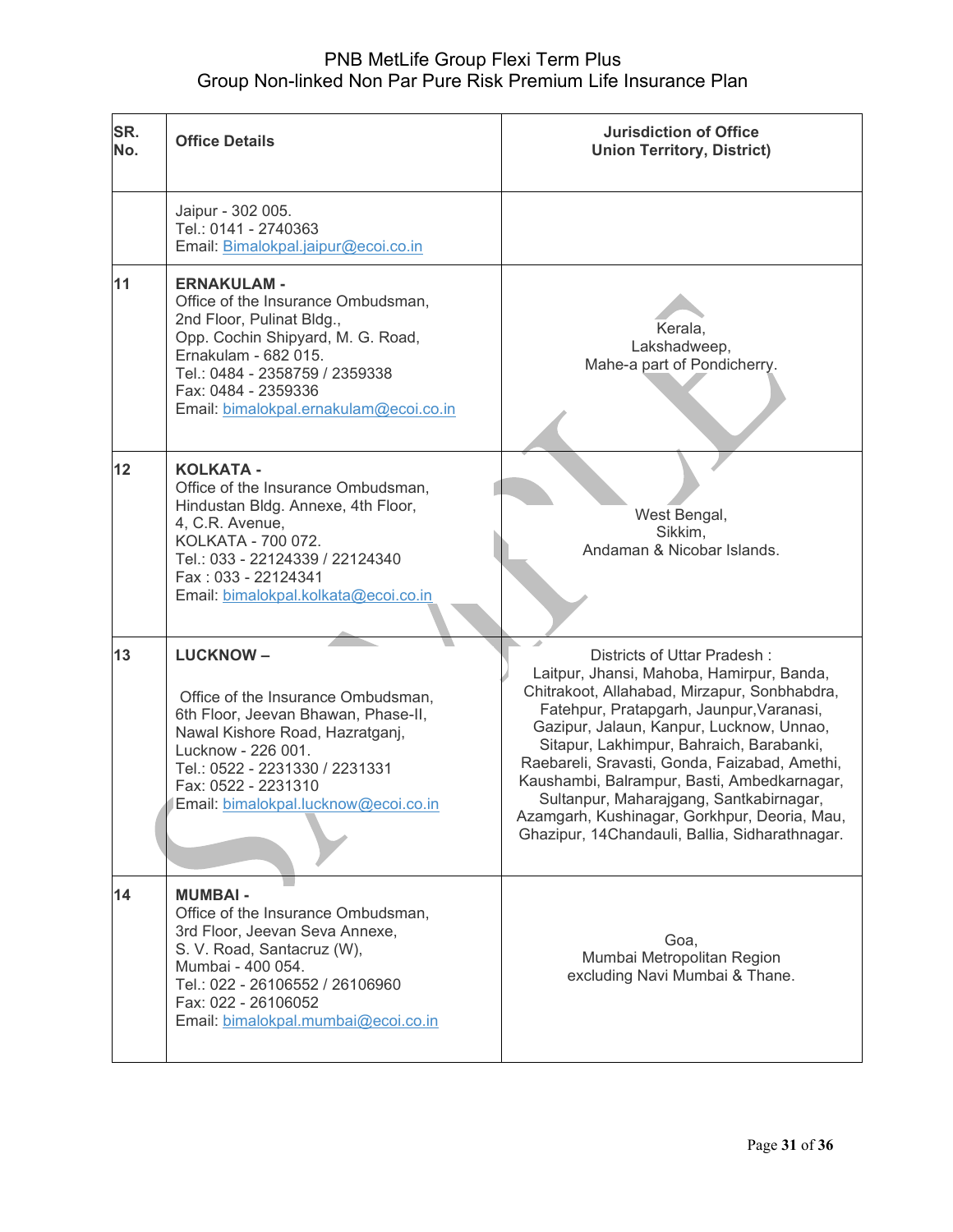| SR. No. | Office Details | Jurisdiction of Office Union Territory, District) |
|---|---|---|
| | Jaipur - 302 005.<br>Tel.: 0141 - 2740363<br>Email: Bimalokpal.jaipur@ecoi.co.in | |
| 11 | **ERNAKULAM -**<br>Office of the Insurance Ombudsman,<br>2nd Floor, Pulinat Bldg.,<br>Opp. Cochin Shipyard, M. G. Road,<br>Ernakulam - 682 015.<br>Tel.: 0484 - 2358759 / 2359338<br>Fax: 0484 - 2359336<br>Email: bimalokpal.ernakulam@ecoi.co.in | Kerala,<br>Lakshadweep,<br>Mahe-a part of Pondicherry. |
| 12 | **KOLKATA -**<br>Office of the Insurance Ombudsman,<br>Hindustan Bldg. Annexe, 4th Floor,<br>4, C.R. Avenue,<br>KOLKATA - 700 072.<br>Tel.: 033 - 22124339 / 22124340<br>Fax : 033 - 22124341<br>Email: bimalokpal.kolkata@ecoi.co.in | West Bengal,<br>Sikkim,<br>Andaman & Nicobar Islands. |
| 13 | **LUCKNOW –**<br><br>Office of the Insurance Ombudsman,<br>6th Floor, Jeevan Bhawan, Phase-II,<br>Nawal Kishore Road, Hazratganj,<br>Lucknow - 226 001.<br>Tel.: 0522 - 2231330 / 2231331<br>Fax: 0522 - 2231310<br>Email: bimalokpal.lucknow@ecoi.co.in | Districts of Uttar Pradesh :<br>Laitpur, Jhansi, Mahoba, Hamirpur, Banda, Chitrakoot, Allahabad, Mirzapur, Sonbhabdra, Fatehpur, Pratapgarh, Jaunpur,Varanasi, Gazipur, Jalaun, Kanpur, Lucknow, Unnao, Sitapur, Lakhimpur, Bahraich, Barabanki, Raebareli, Sravasti, Gonda, Faizabad, Amethi, Kaushambi, Balrampur, Basti, Ambedkarnagar, Sultanpur, Maharajgang, Santkabirnagar, Azamgarh, Kushinagar, Gorkhpur, Deoria, Mau, Ghazipur, 14Chandauli, Ballia, Sidharathnagar. |
| 14 | **MUMBAI -**<br>Office of the Insurance Ombudsman,<br>3rd Floor, Jeevan Seva Annexe,<br>S. V. Road, Santacruz (W),<br>Mumbai - 400 054.<br>Tel.: 022 - 26106552 / 26106960<br>Fax: 022 - 26106052<br>Email: bimalokpal.mumbai@ecoi.co.in | Goa,<br>Mumbai Metropolitan Region excluding Navi Mumbai & Thane. |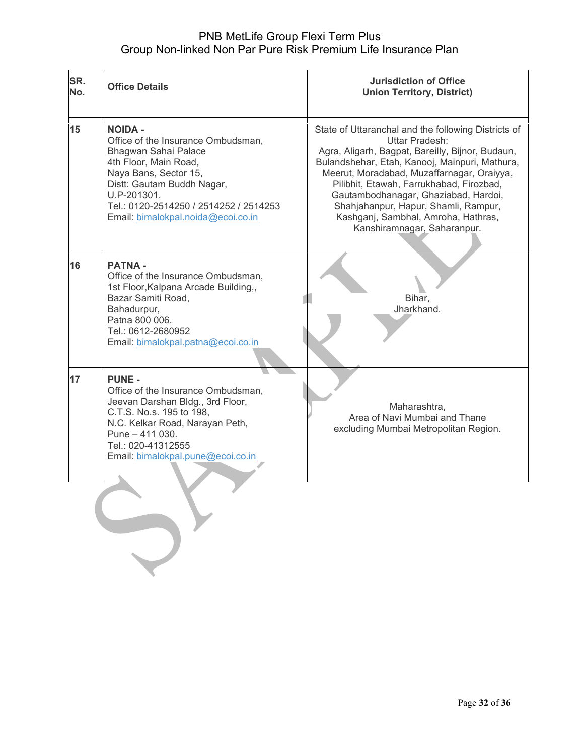| SR. No. | Office Details | Jurisdiction of Office Union Territory, District) |
|---|---|---|
| 15 | **NOIDA -** Office of the Insurance Ombudsman, Bhagwan Sahai Palace 4th Floor, Main Road, Naya Bans, Sector 15, Distt: Gautam Buddh Nagar, U.P-201301. Tel.: 0120-2514250 / 2514252 / 2514253 Email: bimalokpal.noida@ecoi.co.in | State of Uttaranchal and the following Districts of Uttar Pradesh: Agra, Aligarh, Bagpat, Bareilly, Bijnor, Budaun, Bulandshehar, Etah, Kanooj, Mainpuri, Mathura, Meerut, Moradabad, Muzaffarnagar, Oraiyya, Pilibhit, Etawah, Farrukhabad, Firozbad, Gautambodhanagar, Ghaziabad, Hardoi, Shahjahanpur, Hapur, Shamli, Rampur, Kashganj, Sambhal, Amroha, Hathras, Kanshiramnagar, Saharanpur. |
| 16 | **PATNA -** Office of the Insurance Ombudsman, 1st Floor,Kalpana Arcade Building,, Bazar Samiti Road, Bahadurpur, Patna 800 006. Tel.: 0612-2680952 Email: bimalokpal.patna@ecoi.co.in | Bihar, Jharkhand. |
| 17 | **PUNE -** Office of the Insurance Ombudsman, Jeevan Darshan Bldg., 3rd Floor, C.T.S. No.s. 195 to 198, N.C. Kelkar Road, Narayan Peth, Pune – 411 030. Tel.: 020-41312555 Email: bimalokpal.pune@ecoi.co.in | Maharashtra, Area of Navi Mumbai and Thane excluding Mumbai Metropolitan Region. |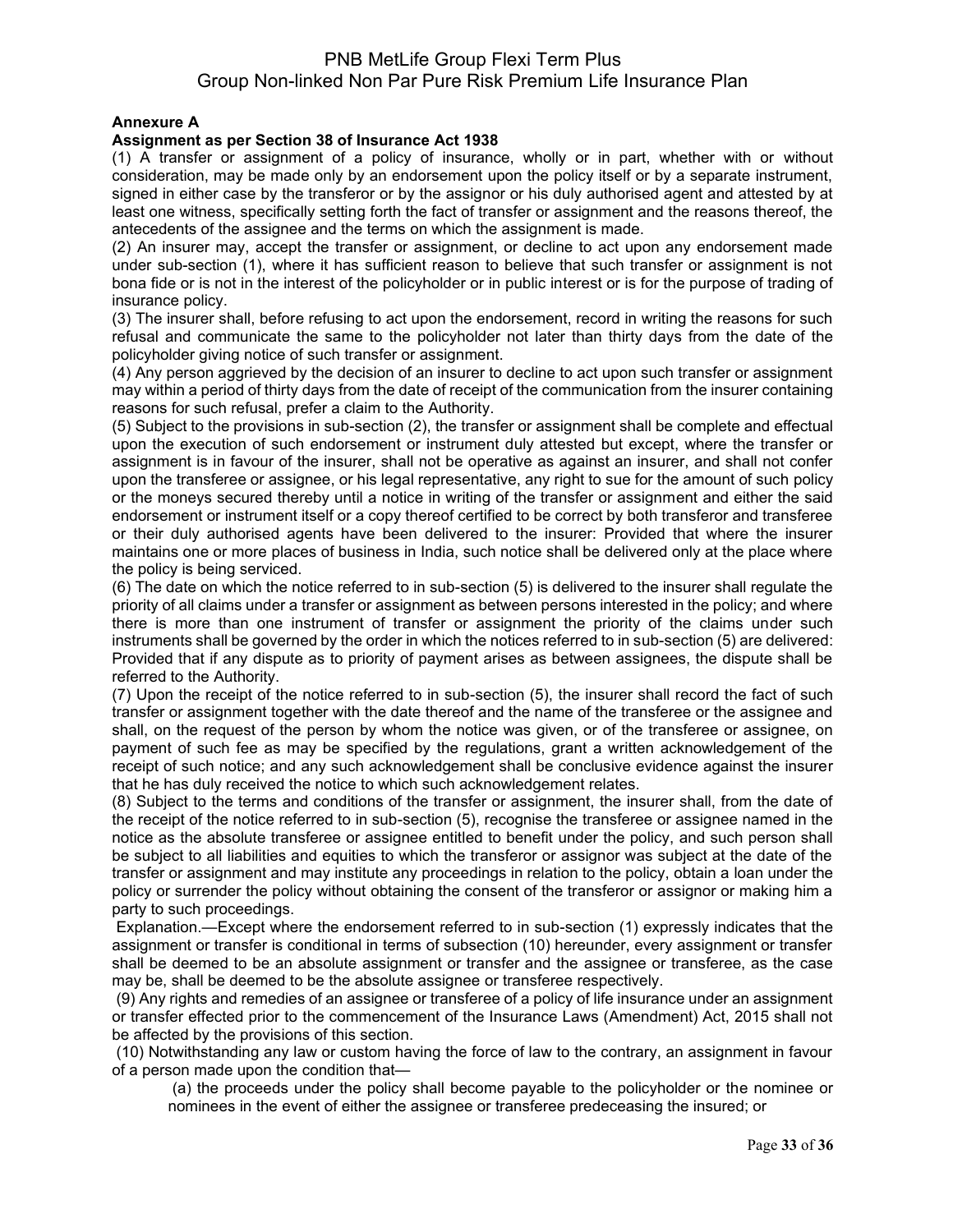**Annexure A**

**Assignment as per Section 38 of Insurance Act 1938**

(1) A transfer or assignment of a policy of insurance, wholly or in part, whether with or without consideration, may be made only by an endorsement upon the policy itself or by a separate instrument, signed in either case by the transferor or by the assignor or his duly authorised agent and attested by at least one witness, specifically setting forth the fact of transfer or assignment and the reasons thereof, the antecedents of the assignee and the terms on which the assignment is made.

(2) An insurer may, accept the transfer or assignment, or decline to act upon any endorsement made under sub-section (1), where it has sufficient reason to believe that such transfer or assignment is not bona fide or is not in the interest of the policyholder or in public interest or is for the purpose of trading of insurance policy.

(3) The insurer shall, before refusing to act upon the endorsement, record in writing the reasons for such refusal and communicate the same to the policyholder not later than thirty days from the date of the policyholder giving notice of such transfer or assignment.

(4) Any person aggrieved by the decision of an insurer to decline to act upon such transfer or assignment may within a period of thirty days from the date of receipt of the communication from the insurer containing reasons for such refusal, prefer a claim to the Authority.

(5) Subject to the provisions in sub-section (2), the transfer or assignment shall be complete and effectual upon the execution of such endorsement or instrument duly attested but except, where the transfer or assignment is in favour of the insurer, shall not be operative as against an insurer, and shall not confer upon the transferee or assignee, or his legal representative, any right to sue for the amount of such policy or the moneys secured thereby until a notice in writing of the transfer or assignment and either the said endorsement or instrument itself or a copy thereof certified to be correct by both transferor and transferee or their duly authorised agents have been delivered to the insurer: Provided that where the insurer maintains one or more places of business in India, such notice shall be delivered only at the place where the policy is being serviced.

(6) The date on which the notice referred to in sub-section (5) is delivered to the insurer shall regulate the priority of all claims under a transfer or assignment as between persons interested in the policy; and where there is more than one instrument of transfer or assignment the priority of the claims under such instruments shall be governed by the order in which the notices referred to in sub-section (5) are delivered: Provided that if any dispute as to priority of payment arises as between assignees, the dispute shall be referred to the Authority.

(7) Upon the receipt of the notice referred to in sub-section (5), the insurer shall record the fact of such transfer or assignment together with the date thereof and the name of the transferee or the assignee and shall, on the request of the person by whom the notice was given, or of the transferee or assignee, on payment of such fee as may be specified by the regulations, grant a written acknowledgement of the receipt of such notice; and any such acknowledgement shall be conclusive evidence against the insurer that he has duly received the notice to which such acknowledgement relates.

(8) Subject to the terms and conditions of the transfer or assignment, the insurer shall, from the date of the receipt of the notice referred to in sub-section (5), recognise the transferee or assignee named in the notice as the absolute transferee or assignee entitled to benefit under the policy, and such person shall be subject to all liabilities and equities to which the transferor or assignor was subject at the date of the transfer or assignment and may institute any proceedings in relation to the policy, obtain a loan under the policy or surrender the policy without obtaining the consent of the transferor or assignor or making him a party to such proceedings.

Explanation.—Except where the endorsement referred to in sub-section (1) expressly indicates that the assignment or transfer is conditional in terms of subsection (10) hereunder, every assignment or transfer shall be deemed to be an absolute assignment or transfer and the assignee or transferee, as the case may be, shall be deemed to be the absolute assignee or transferee respectively.

(9) Any rights and remedies of an assignee or transferee of a policy of life insurance under an assignment or transfer effected prior to the commencement of the Insurance Laws (Amendment) Act, 2015 shall not be affected by the provisions of this section.

(10) Notwithstanding any law or custom having the force of law to the contrary, an assignment in favour of a person made upon the condition that—

(a) the proceeds under the policy shall become payable to the policyholder or the nominee or nominees in the event of either the assignee or transferee predeceasing the insured; or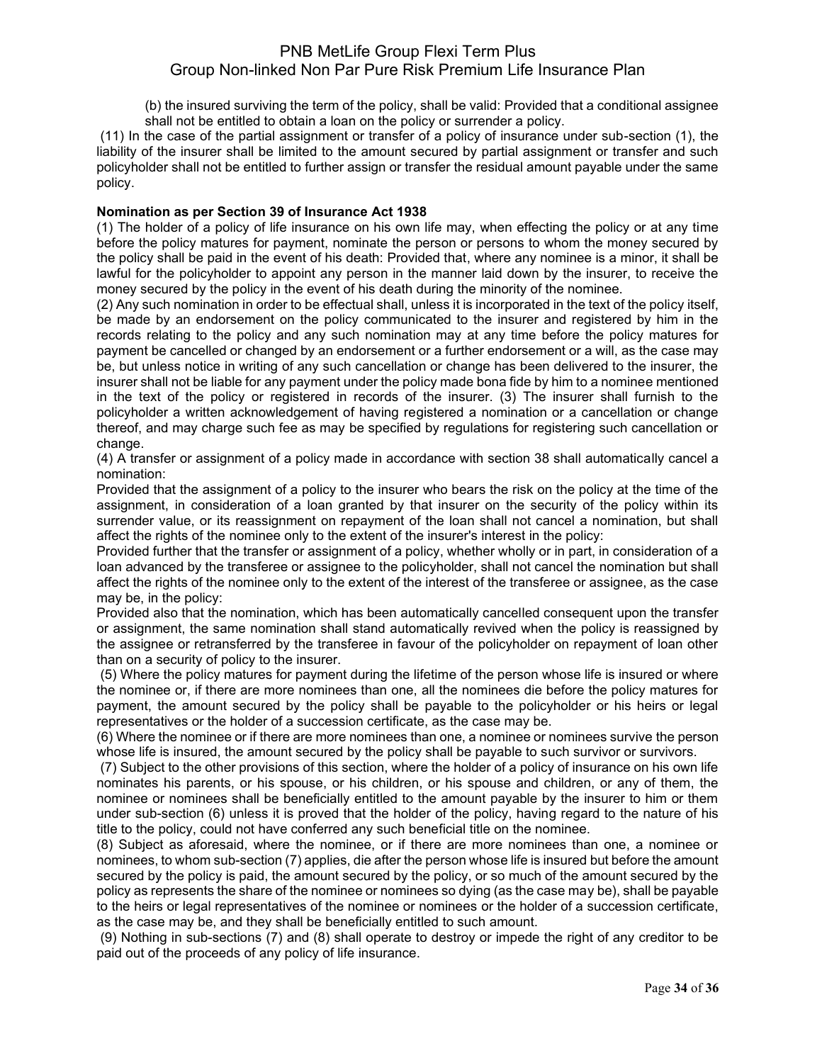(b) the insured surviving the term of the policy, shall be valid: Provided that a conditional assignee shall not be entitled to obtain a loan on the policy or surrender a policy.

(11) In the case of the partial assignment or transfer of a policy of insurance under sub-section (1), the liability of the insurer shall be limited to the amount secured by partial assignment or transfer and such policyholder shall not be entitled to further assign or transfer the residual amount payable under the same policy.

**Nomination as per Section 39 of Insurance Act 1938**

(1) The holder of a policy of life insurance on his own life may, when effecting the policy or at any time before the policy matures for payment, nominate the person or persons to whom the money secured by the policy shall be paid in the event of his death: Provided that, where any nominee is a minor, it shall be lawful for the policyholder to appoint any person in the manner laid down by the insurer, to receive the money secured by the policy in the event of his death during the minority of the nominee.

(2) Any such nomination in order to be effectual shall, unless it is incorporated in the text of the policy itself, be made by an endorsement on the policy communicated to the insurer and registered by him in the records relating to the policy and any such nomination may at any time before the policy matures for payment be cancelled or changed by an endorsement or a further endorsement or a will, as the case may be, but unless notice in writing of any such cancellation or change has been delivered to the insurer, the insurer shall not be liable for any payment under the policy made bona fide by him to a nominee mentioned in the text of the policy or registered in records of the insurer. (3) The insurer shall furnish to the policyholder a written acknowledgement of having registered a nomination or a cancellation or change thereof, and may charge such fee as may be specified by regulations for registering such cancellation or change.

(4) A transfer or assignment of a policy made in accordance with section 38 shall automatically cancel a nomination:

Provided that the assignment of a policy to the insurer who bears the risk on the policy at the time of the assignment, in consideration of a loan granted by that insurer on the security of the policy within its surrender value, or its reassignment on repayment of the loan shall not cancel a nomination, but shall affect the rights of the nominee only to the extent of the insurer's interest in the policy:

Provided further that the transfer or assignment of a policy, whether wholly or in part, in consideration of a loan advanced by the transferee or assignee to the policyholder, shall not cancel the nomination but shall affect the rights of the nominee only to the extent of the interest of the transferee or assignee, as the case may be, in the policy:

Provided also that the nomination, which has been automatically cancelled consequent upon the transfer or assignment, the same nomination shall stand automatically revived when the policy is reassigned by the assignee or retransferred by the transferee in favour of the policyholder on repayment of loan other than on a security of policy to the insurer.

(5) Where the policy matures for payment during the lifetime of the person whose life is insured or where the nominee or, if there are more nominees than one, all the nominees die before the policy matures for payment, the amount secured by the policy shall be payable to the policyholder or his heirs or legal representatives or the holder of a succession certificate, as the case may be.

(6) Where the nominee or if there are more nominees than one, a nominee or nominees survive the person whose life is insured, the amount secured by the policy shall be payable to such survivor or survivors.

(7) Subject to the other provisions of this section, where the holder of a policy of insurance on his own life nominates his parents, or his spouse, or his children, or his spouse and children, or any of them, the nominee or nominees shall be beneficially entitled to the amount payable by the insurer to him or them under sub-section (6) unless it is proved that the holder of the policy, having regard to the nature of his title to the policy, could not have conferred any such beneficial title on the nominee.

(8) Subject as aforesaid, where the nominee, or if there are more nominees than one, a nominee or nominees, to whom sub-section (7) applies, die after the person whose life is insured but before the amount secured by the policy is paid, the amount secured by the policy, or so much of the amount secured by the policy as represents the share of the nominee or nominees so dying (as the case may be), shall be payable to the heirs or legal representatives of the nominee or nominees or the holder of a succession certificate, as the case may be, and they shall be beneficially entitled to such amount.

(9) Nothing in sub-sections (7) and (8) shall operate to destroy or impede the right of any creditor to be paid out of the proceeds of any policy of life insurance.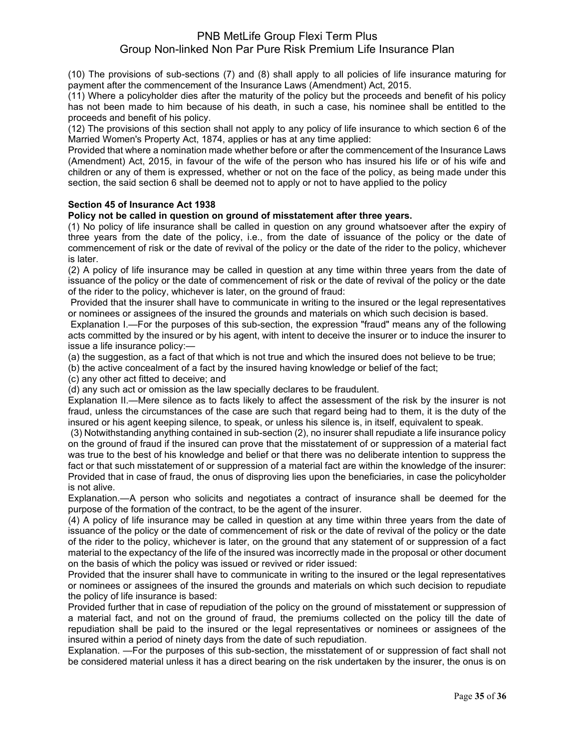(10) The provisions of sub-sections (7) and (8) shall apply to all policies of life insurance maturing for payment after the commencement of the Insurance Laws (Amendment) Act, 2015.

(11) Where a policyholder dies after the maturity of the policy but the proceeds and benefit of his policy has not been made to him because of his death, in such a case, his nominee shall be entitled to the proceeds and benefit of his policy.

(12) The provisions of this section shall not apply to any policy of life insurance to which section 6 of the Married Women's Property Act, 1874, applies or has at any time applied:

Provided that where a nomination made whether before or after the commencement of the Insurance Laws (Amendment) Act, 2015, in favour of the wife of the person who has insured his life or of his wife and children or any of them is expressed, whether or not on the face of the policy, as being made under this section, the said section 6 shall be deemed not to apply or not to have applied to the policy

**Section 45 of Insurance Act 1938**

**Policy not be called in question on ground of misstatement after three years.**

(1) No policy of life insurance shall be called in question on any ground whatsoever after the expiry of three years from the date of the policy, i.e., from the date of issuance of the policy or the date of commencement of risk or the date of revival of the policy or the date of the rider to the policy, whichever is later.

(2) A policy of life insurance may be called in question at any time within three years from the date of issuance of the policy or the date of commencement of risk or the date of revival of the policy or the date of the rider to the policy, whichever is later, on the ground of fraud:

Provided that the insurer shall have to communicate in writing to the insured or the legal representatives or nominees or assignees of the insured the grounds and materials on which such decision is based.

Explanation I.—For the purposes of this sub-section, the expression "fraud" means any of the following acts committed by the insured or by his agent, with intent to deceive the insurer or to induce the insurer to issue a life insurance policy:—

(a) the suggestion, as a fact of that which is not true and which the insured does not believe to be true;

(b) the active concealment of a fact by the insured having knowledge or belief of the fact;

(c) any other act fitted to deceive; and

(d) any such act or omission as the law specially declares to be fraudulent.

Explanation II.—Mere silence as to facts likely to affect the assessment of the risk by the insurer is not fraud, unless the circumstances of the case are such that regard being had to them, it is the duty of the insured or his agent keeping silence, to speak, or unless his silence is, in itself, equivalent to speak.

(3) Notwithstanding anything contained in sub-section (2), no insurer shall repudiate a life insurance policy on the ground of fraud if the insured can prove that the misstatement of or suppression of a material fact was true to the best of his knowledge and belief or that there was no deliberate intention to suppress the fact or that such misstatement of or suppression of a material fact are within the knowledge of the insurer:

Provided that in case of fraud, the onus of disproving lies upon the beneficiaries, in case the policyholder is not alive.

Explanation.—A person who solicits and negotiates a contract of insurance shall be deemed for the purpose of the formation of the contract, to be the agent of the insurer.

(4) A policy of life insurance may be called in question at any time within three years from the date of issuance of the policy or the date of commencement of risk or the date of revival of the policy or the date of the rider to the policy, whichever is later, on the ground that any statement of or suppression of a fact material to the expectancy of the life of the insured was incorrectly made in the proposal or other document on the basis of which the policy was issued or revived or rider issued:

Provided that the insurer shall have to communicate in writing to the insured or the legal representatives or nominees or assignees of the insured the grounds and materials on which such decision to repudiate the policy of life insurance is based:

Provided further that in case of repudiation of the policy on the ground of misstatement or suppression of a material fact, and not on the ground of fraud, the premiums collected on the policy till the date of repudiation shall be paid to the insured or the legal representatives or nominees or assignees of the insured within a period of ninety days from the date of such repudiation.

Explanation. —For the purposes of this sub-section, the misstatement of or suppression of fact shall not be considered material unless it has a direct bearing on the risk undertaken by the insurer, the onus is on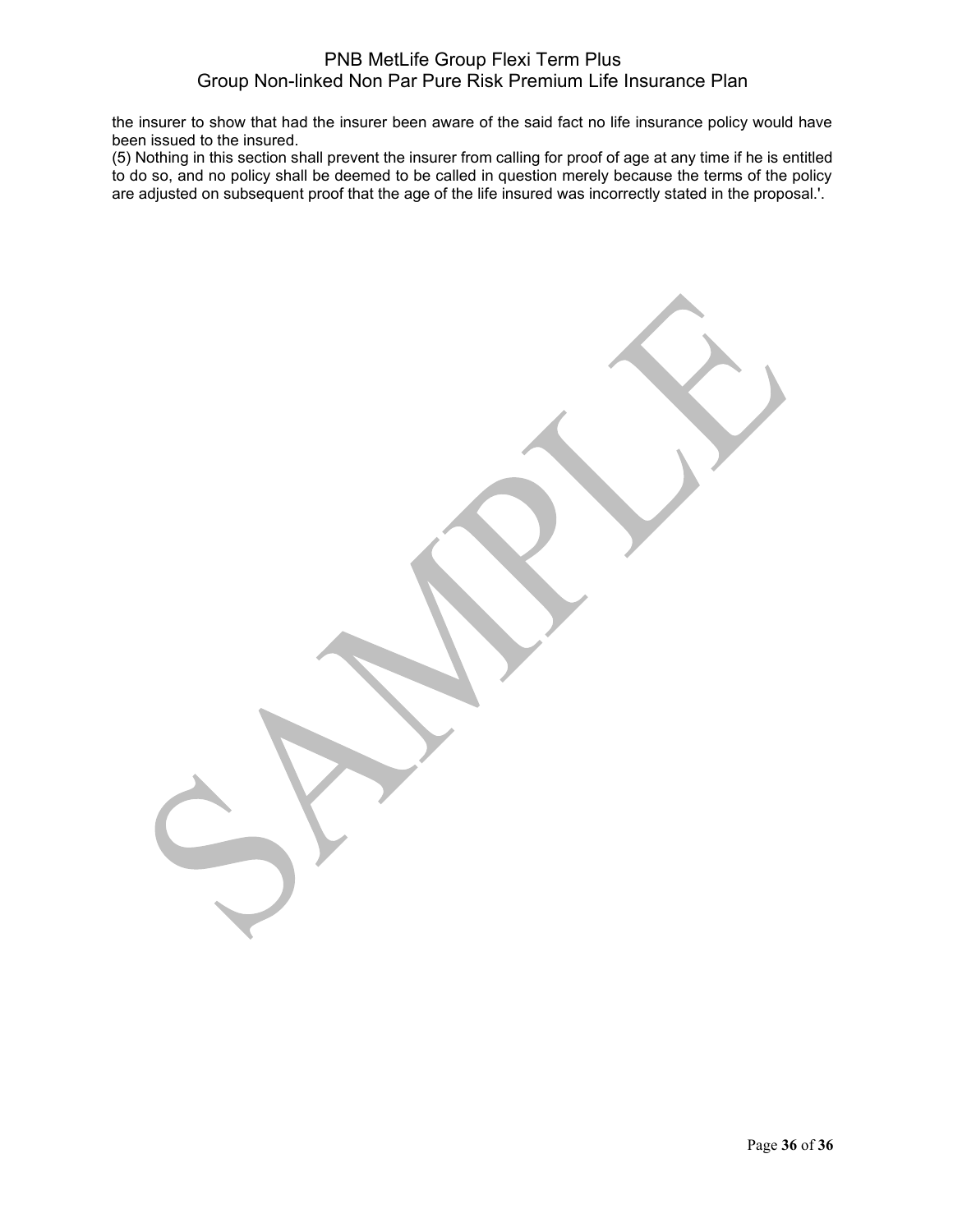the insurer to show that had the insurer been aware of the said fact no life insurance policy would have been issued to the insured.

(5) Nothing in this section shall prevent the insurer from calling for proof of age at any time if he is entitled to do so, and no policy shall be deemed to be called in question merely because the terms of the policy are adjusted on subsequent proof that the age of the life insured was incorrectly stated in the proposal.'.